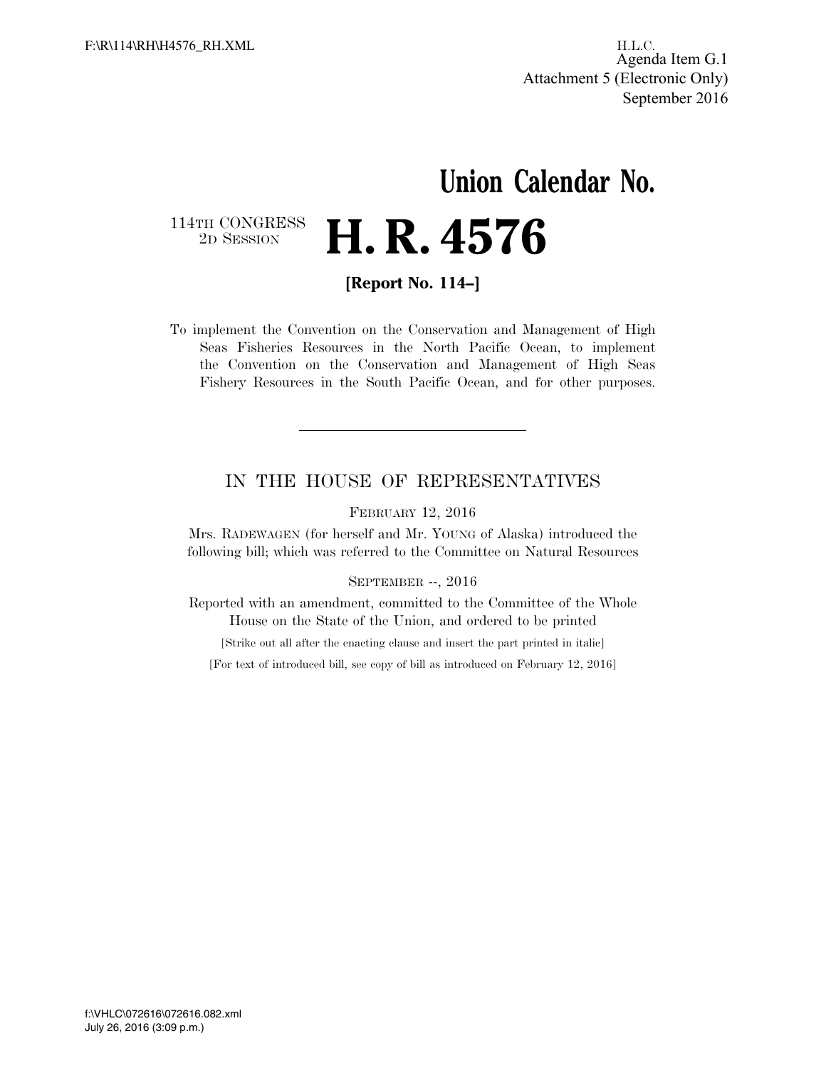Agenda Item G.1
Attachment 5 (Electronic Only)
September 2016

**Union Calendar No.**

114TH CONGRESS
2D SESSION

# H. R. 4576

**[Report No. 114–]**

To implement the Convention on the Conservation and Management of High Seas Fisheries Resources in the North Pacific Ocean, to implement the Convention on the Conservation and Management of High Seas Fishery Resources in the South Pacific Ocean, and for other purposes.

---

IN THE HOUSE OF REPRESENTATIVES

FEBRUARY 12, 2016

Mrs. RADEWAGEN (for herself and Mr. YOUNG of Alaska) introduced the following bill; which was referred to the Committee on Natural Resources

SEPTEMBER --, 2016

Reported with an amendment, committed to the Committee of the Whole House on the State of the Union, and ordered to be printed

[Strike out all after the enacting clause and insert the part printed in italic]

[For text of introduced bill, see copy of bill as introduced on February 12, 2016]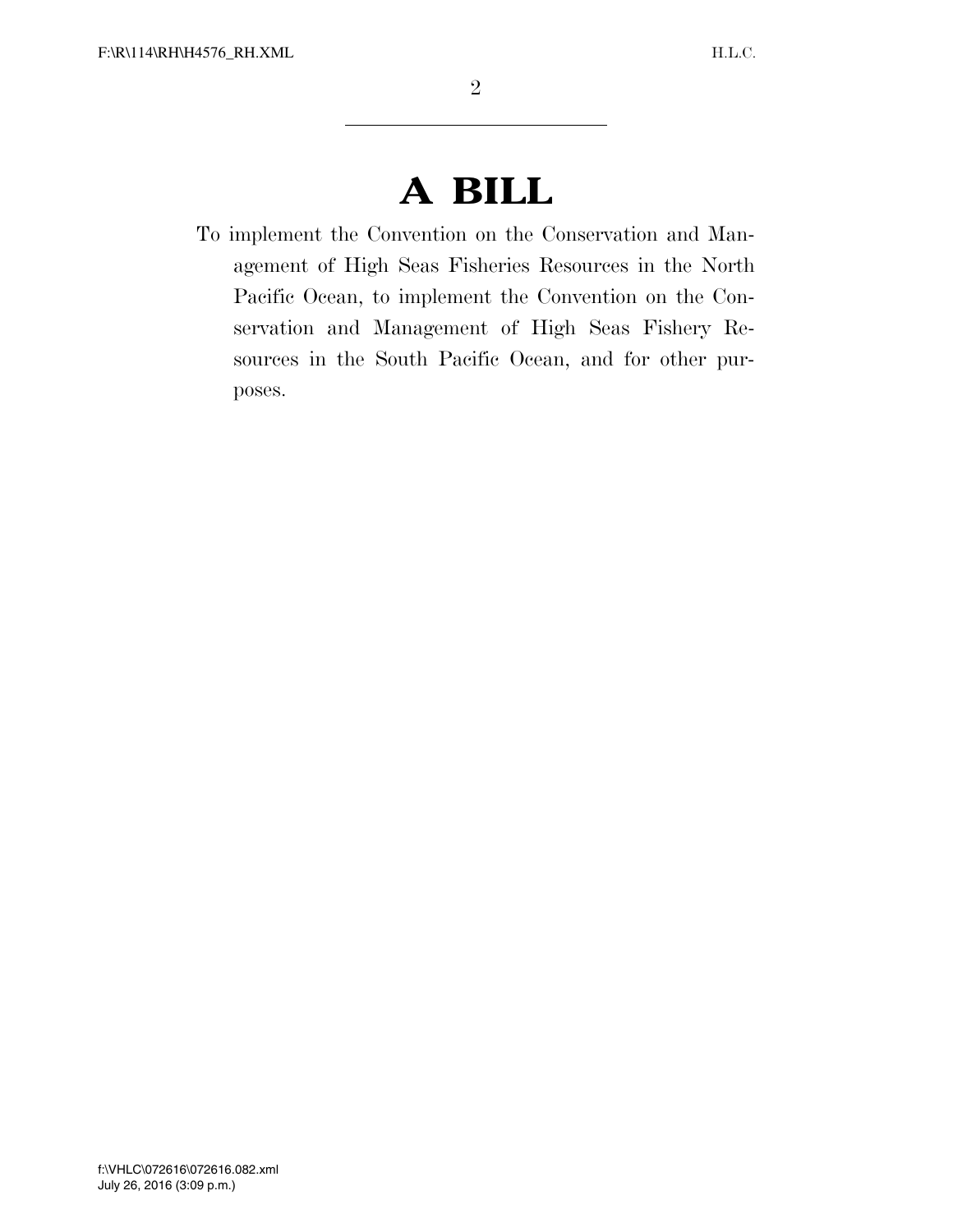# A BILL

To implement the Convention on the Conservation and Management of High Seas Fisheries Resources in the North Pacific Ocean, to implement the Convention on the Conservation and Management of High Seas Fishery Resources in the South Pacific Ocean, and for other purposes.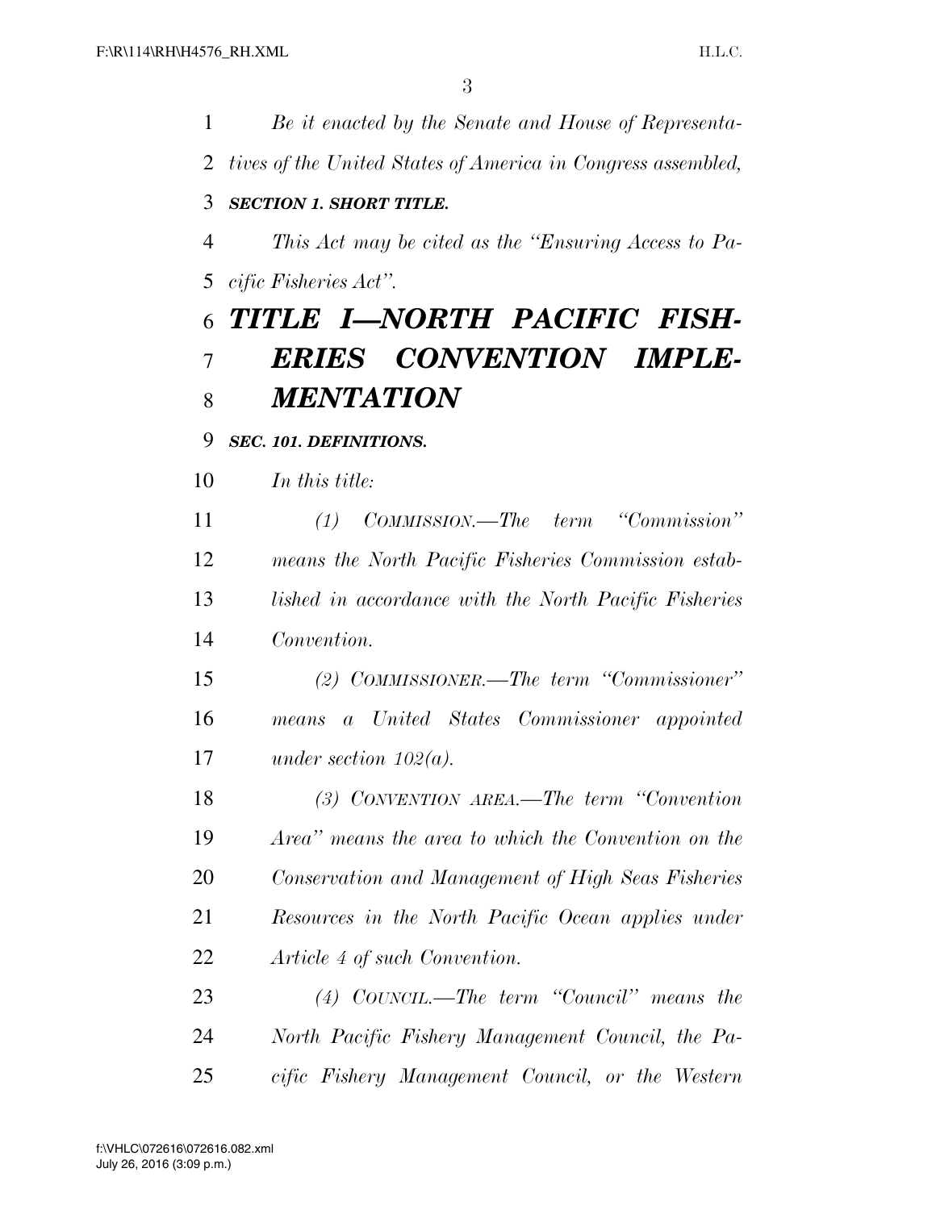*Be it enacted by the Senate and House of Representatives of the United States of America in Congress assembled,*

***SECTION 1. SHORT TITLE.***

*This Act may be cited as the "Ensuring Access to Pacific Fisheries Act".*

# *TITLE I—NORTH PACIFIC FISHERIES CONVENTION IMPLEMENTATION*

***SEC. 101. DEFINITIONS.***

*In this title:*

*(1) COMMISSION.—The term "Commission" means the North Pacific Fisheries Commission established in accordance with the North Pacific Fisheries Convention.*

*(2) COMMISSIONER.—The term "Commissioner" means a United States Commissioner appointed under section 102(a).*

*(3) CONVENTION AREA.—The term "Convention Area" means the area to which the Convention on the Conservation and Management of High Seas Fisheries Resources in the North Pacific Ocean applies under Article 4 of such Convention.*

*(4) COUNCIL.—The term "Council" means the North Pacific Fishery Management Council, the Pacific Fishery Management Council, or the Western*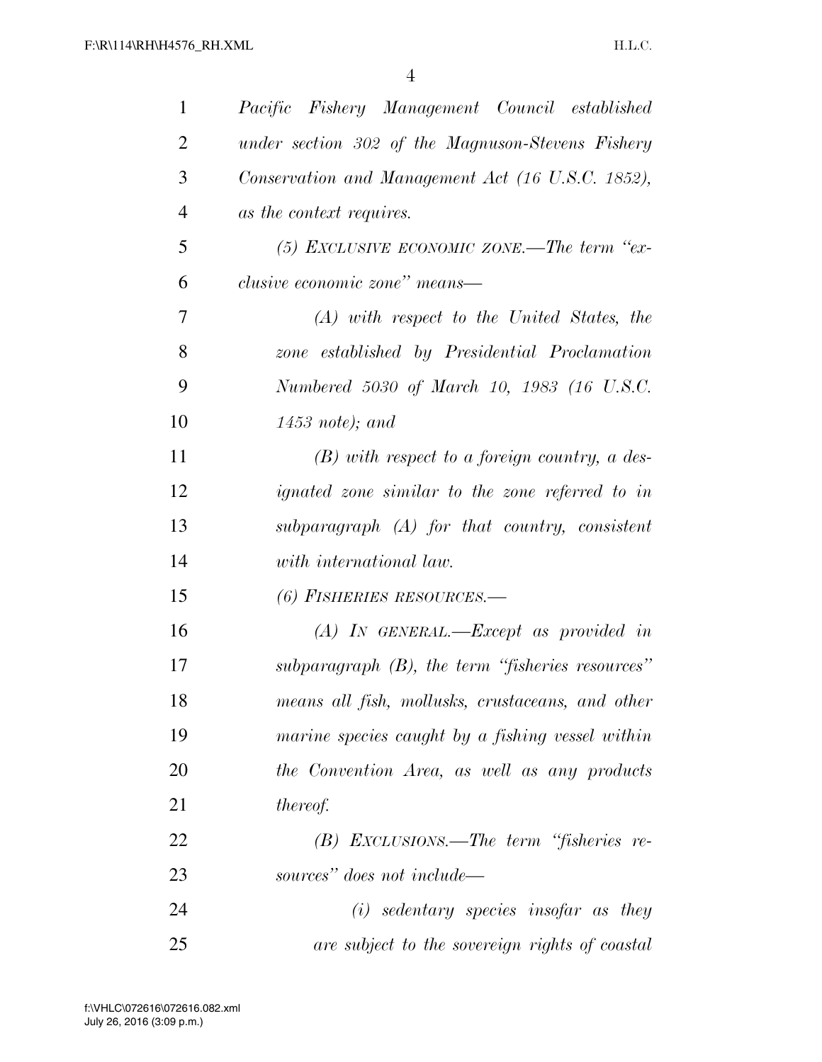*Pacific Fishery Management Council established under section 302 of the Magnuson-Stevens Fishery Conservation and Management Act (16 U.S.C. 1852), as the context requires.*

*(5) EXCLUSIVE ECONOMIC ZONE.—The term "exclusive economic zone" means—*

*(A) with respect to the United States, the zone established by Presidential Proclamation Numbered 5030 of March 10, 1983 (16 U.S.C. 1453 note); and*

*(B) with respect to a foreign country, a designated zone similar to the zone referred to in subparagraph (A) for that country, consistent with international law.*

*(6) FISHERIES RESOURCES.—*

*(A) IN GENERAL.—Except as provided in subparagraph (B), the term "fisheries resources" means all fish, mollusks, crustaceans, and other marine species caught by a fishing vessel within the Convention Area, as well as any products thereof.*

*(B) EXCLUSIONS.—The term "fisheries resources" does not include—*

*(i) sedentary species insofar as they are subject to the sovereign rights of coastal*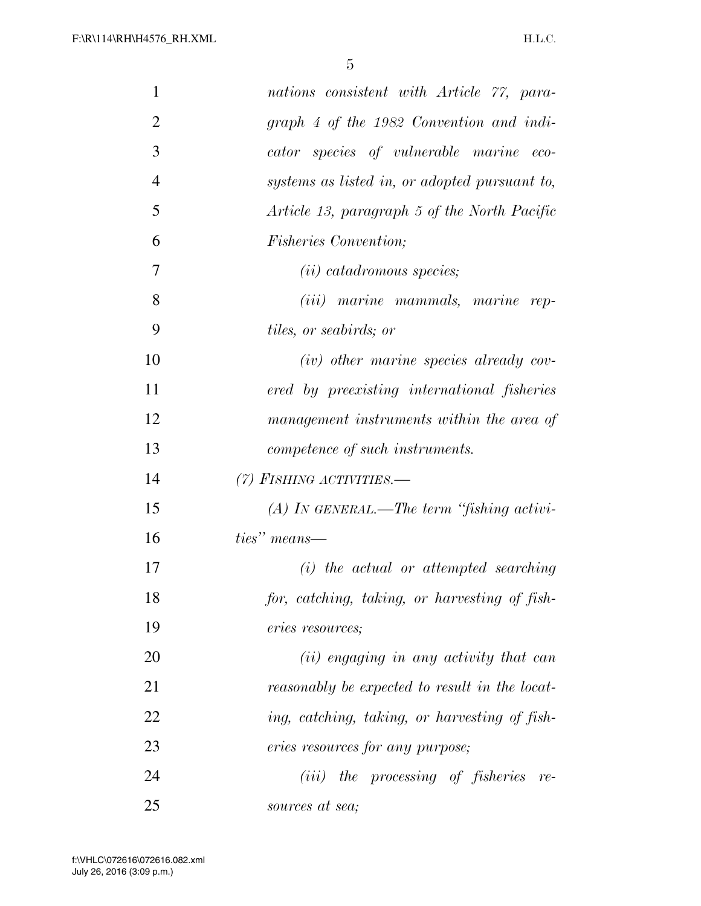*nations consistent with Article 77, paragraph 4 of the 1982 Convention and indicator species of vulnerable marine ecosystems as listed in, or adopted pursuant to, Article 13, paragraph 5 of the North Pacific Fisheries Convention;*

*(ii) catadromous species;*

*(iii) marine mammals, marine reptiles, or seabirds; or*

*(iv) other marine species already covered by preexisting international fisheries management instruments within the area of competence of such instruments.*

*(7) FISHING ACTIVITIES.—*

*(A) IN GENERAL.—The term "fishing activities" means—*

*(i) the actual or attempted searching for, catching, taking, or harvesting of fisheries resources;*

*(ii) engaging in any activity that can reasonably be expected to result in the locating, catching, taking, or harvesting of fisheries resources for any purpose;*

*(iii) the processing of fisheries resources at sea;*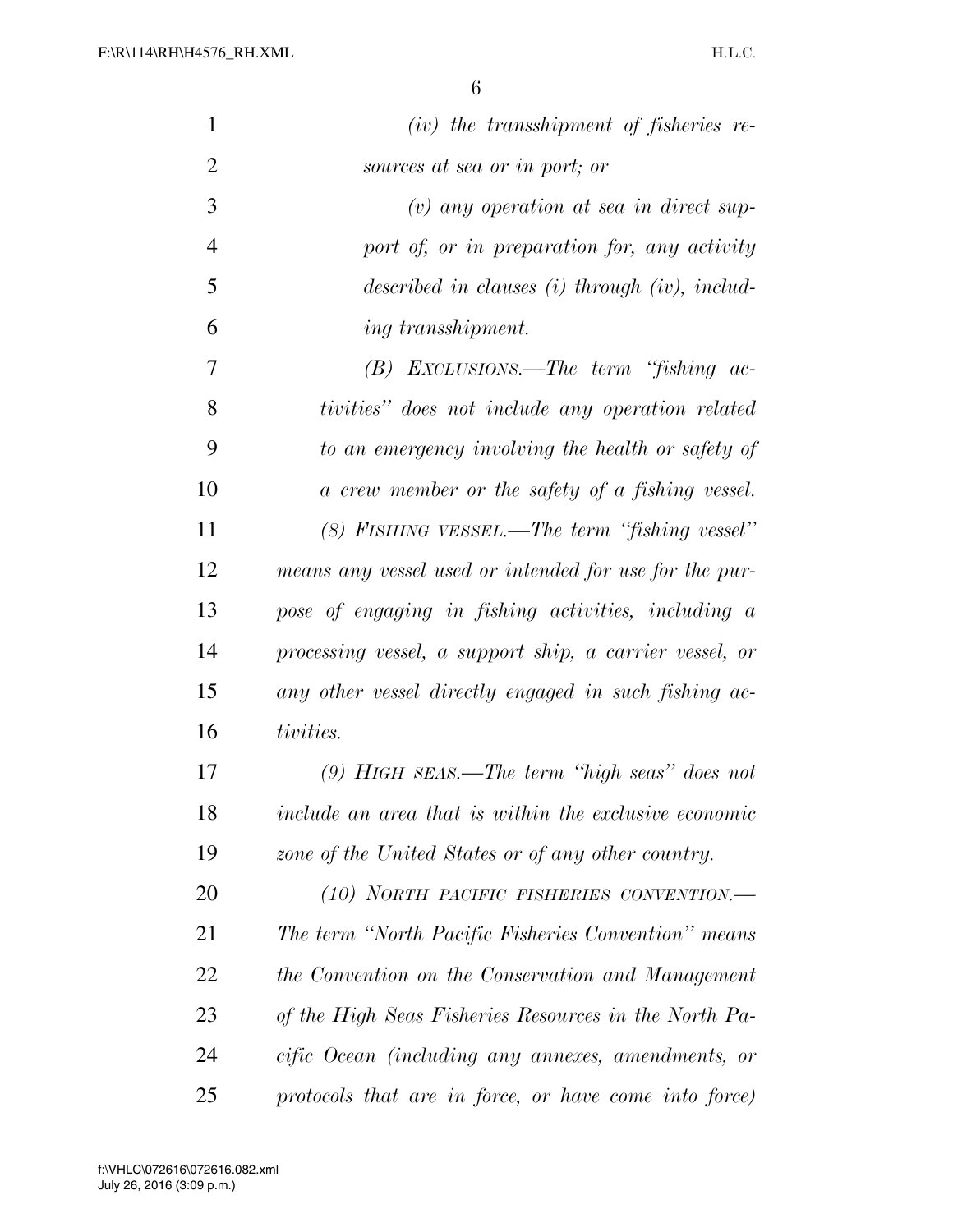*(iv) the transshipment of fisheries resources at sea or in port; or*

*(v) any operation at sea in direct support of, or in preparation for, any activity described in clauses (i) through (iv), including transshipment.*

*(B) EXCLUSIONS.—The term "fishing activities" does not include any operation related to an emergency involving the health or safety of a crew member or the safety of a fishing vessel.*

*(8) FISHING VESSEL.—The term "fishing vessel" means any vessel used or intended for use for the purpose of engaging in fishing activities, including a processing vessel, a support ship, a carrier vessel, or any other vessel directly engaged in such fishing activities.*

*(9) HIGH SEAS.—The term "high seas" does not include an area that is within the exclusive economic zone of the United States or of any other country.*

*(10) NORTH PACIFIC FISHERIES CONVENTION.—The term "North Pacific Fisheries Convention" means the Convention on the Conservation and Management of the High Seas Fisheries Resources in the North Pacific Ocean (including any annexes, amendments, or protocols that are in force, or have come into force)*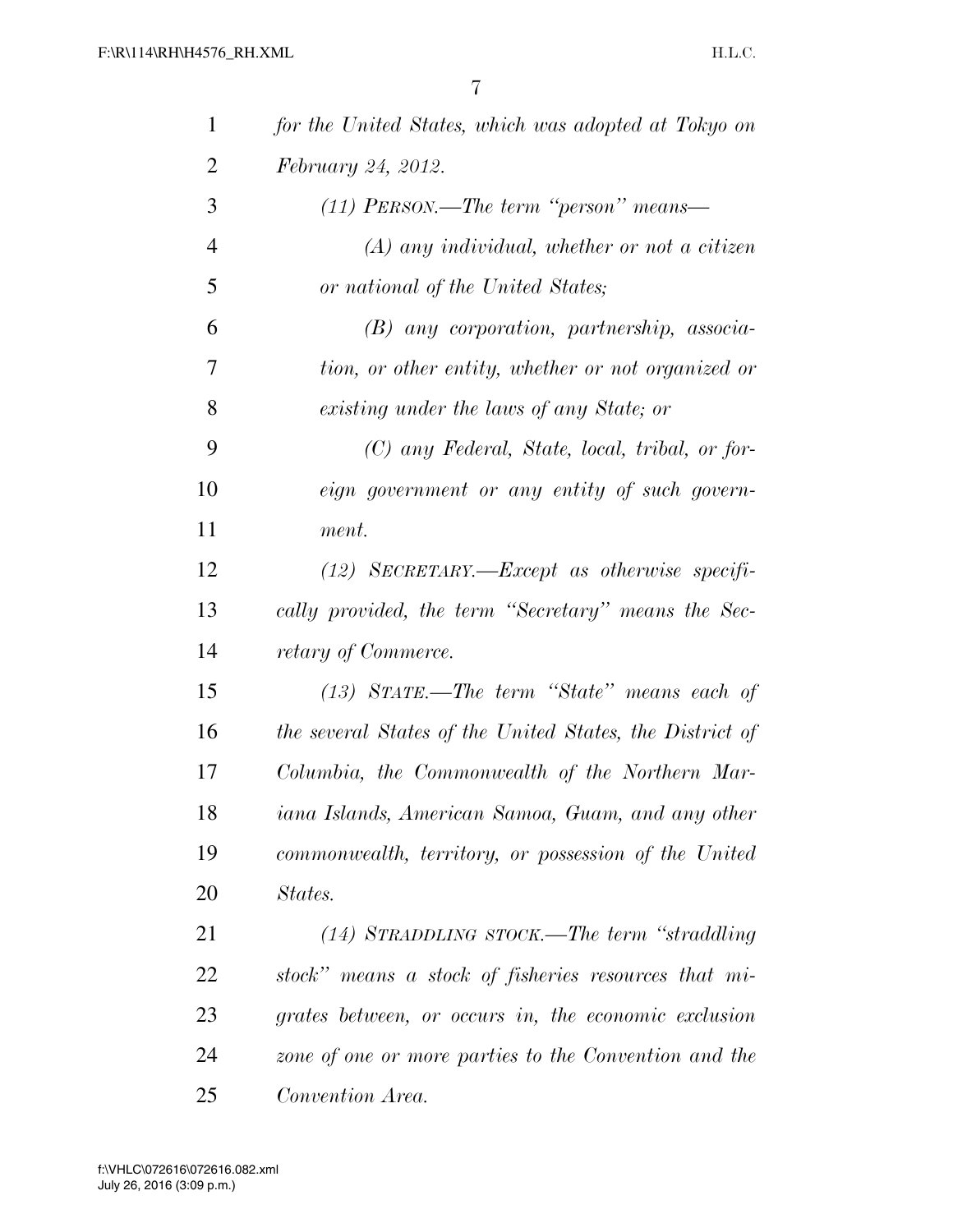*for the United States, which was adopted at Tokyo on February 24, 2012.*

*(11) PERSON.—The term "person" means—*

*(A) any individual, whether or not a citizen or national of the United States;*

*(B) any corporation, partnership, association, or other entity, whether or not organized or existing under the laws of any State; or*

*(C) any Federal, State, local, tribal, or foreign government or any entity of such government.*

*(12) SECRETARY.—Except as otherwise specifically provided, the term "Secretary" means the Secretary of Commerce.*

*(13) STATE.—The term "State" means each of the several States of the United States, the District of Columbia, the Commonwealth of the Northern Mariana Islands, American Samoa, Guam, and any other commonwealth, territory, or possession of the United States.*

*(14) STRADDLING STOCK.—The term "straddling stock" means a stock of fisheries resources that migrates between, or occurs in, the economic exclusion zone of one or more parties to the Convention and the Convention Area.*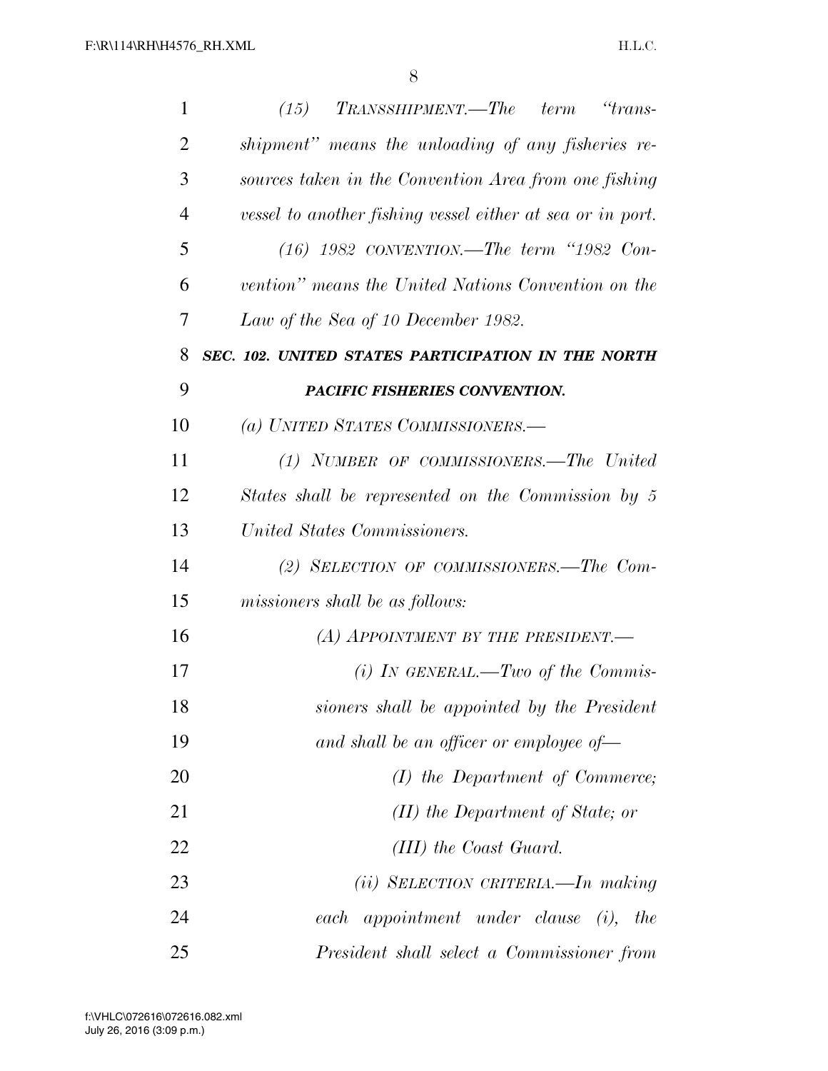*(15) TRANSSHIPMENT.—The term "transshipment" means the unloading of any fisheries resources taken in the Convention Area from one fishing vessel to another fishing vessel either at sea or in port.*

*(16) 1982 CONVENTION.—The term "1982 Convention" means the United Nations Convention on the Law of the Sea of 10 December 1982.*

***SEC. 102. UNITED STATES PARTICIPATION IN THE NORTH PACIFIC FISHERIES CONVENTION.***

*(a) UNITED STATES COMMISSIONERS.—*

*(1) NUMBER OF COMMISSIONERS.—The United States shall be represented on the Commission by 5 United States Commissioners.*

*(2) SELECTION OF COMMISSIONERS.—The Commissioners shall be as follows:*

*(A) APPOINTMENT BY THE PRESIDENT.—*

*(i) IN GENERAL.—Two of the Commissioners shall be appointed by the President and shall be an officer or employee of—*

*(I) the Department of Commerce;*

*(II) the Department of State; or*

*(III) the Coast Guard.*

*(ii) SELECTION CRITERIA.—In making each appointment under clause (i), the President shall select a Commissioner from*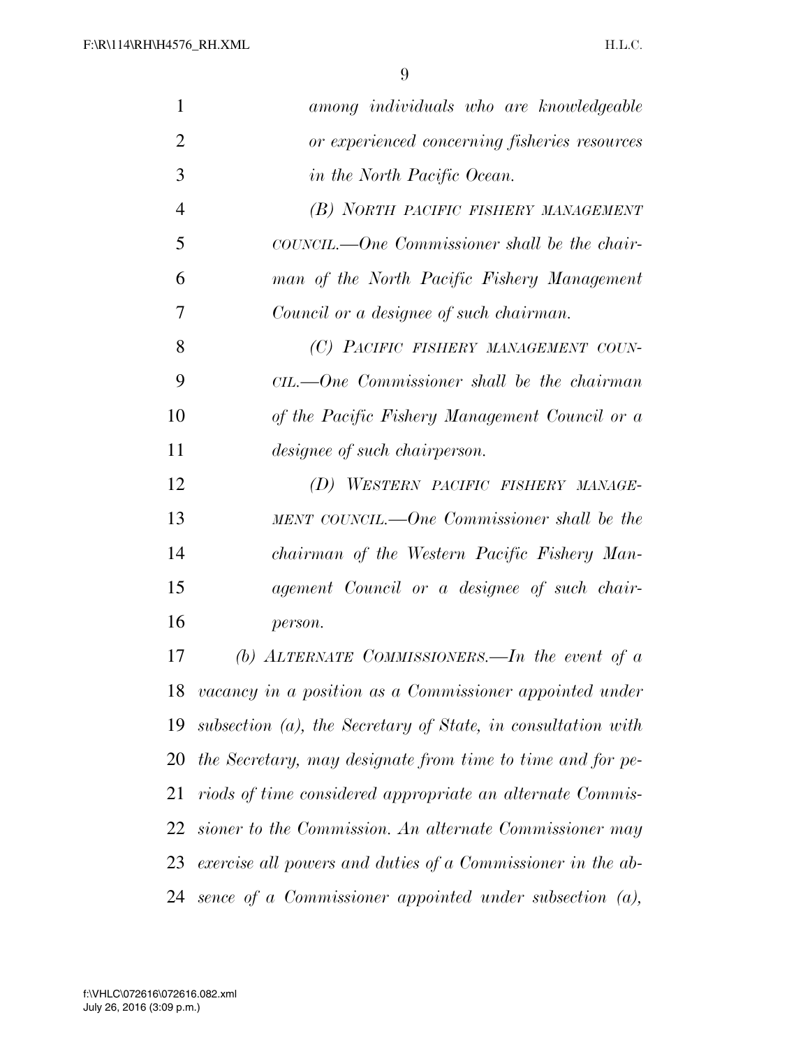*among individuals who are knowledgeable or experienced concerning fisheries resources in the North Pacific Ocean.*

*(B) NORTH PACIFIC FISHERY MANAGEMENT COUNCIL.—One Commissioner shall be the chairman of the North Pacific Fishery Management Council or a designee of such chairman.*

*(C) PACIFIC FISHERY MANAGEMENT COUNCIL.—One Commissioner shall be the chairman of the Pacific Fishery Management Council or a designee of such chairperson.*

*(D) WESTERN PACIFIC FISHERY MANAGEMENT COUNCIL.—One Commissioner shall be the chairman of the Western Pacific Fishery Management Council or a designee of such chairperson.*

*(b) ALTERNATE COMMISSIONERS.—In the event of a vacancy in a position as a Commissioner appointed under subsection (a), the Secretary of State, in consultation with the Secretary, may designate from time to time and for periods of time considered appropriate an alternate Commissioner to the Commission. An alternate Commissioner may exercise all powers and duties of a Commissioner in the absence of a Commissioner appointed under subsection (a),*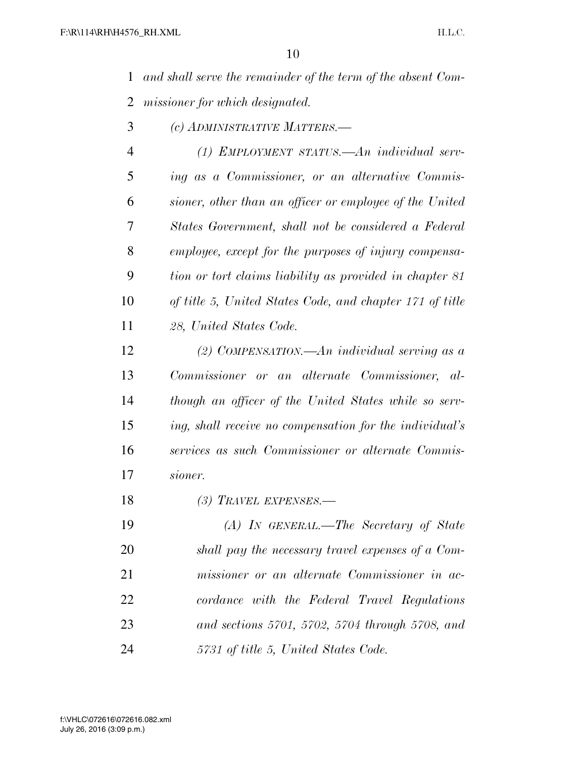*and shall serve the remainder of the term of the absent Commissioner for which designated.*

*(c) ADMINISTRATIVE MATTERS.—*

*(1) EMPLOYMENT STATUS.—An individual serving as a Commissioner, or an alternative Commissioner, other than an officer or employee of the United States Government, shall not be considered a Federal employee, except for the purposes of injury compensation or tort claims liability as provided in chapter 81 of title 5, United States Code, and chapter 171 of title 28, United States Code.*

*(2) COMPENSATION.—An individual serving as a Commissioner or an alternate Commissioner, although an officer of the United States while so serving, shall receive no compensation for the individual's services as such Commissioner or alternate Commissioner.*

*(3) TRAVEL EXPENSES.—*

*(A) IN GENERAL.—The Secretary of State shall pay the necessary travel expenses of a Commissioner or an alternate Commissioner in accordance with the Federal Travel Regulations and sections 5701, 5702, 5704 through 5708, and 5731 of title 5, United States Code.*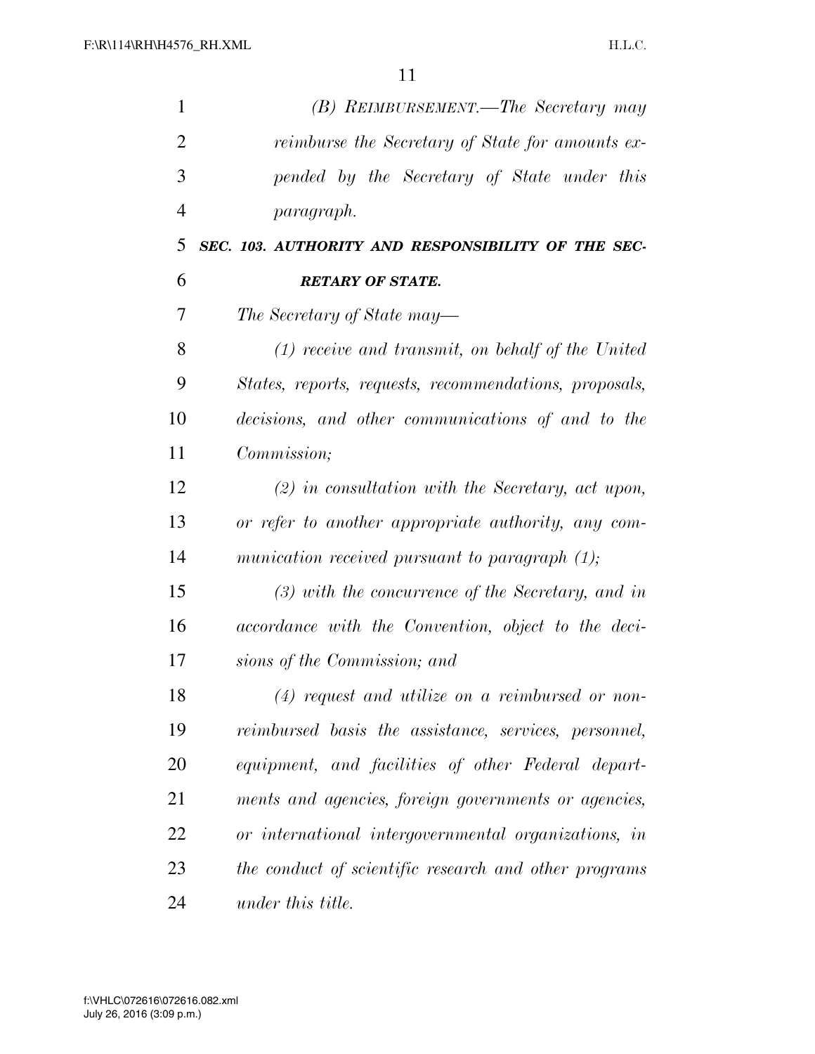*(B) REIMBURSEMENT.—The Secretary may reimburse the Secretary of State for amounts expended by the Secretary of State under this paragraph.*

***SEC. 103. AUTHORITY AND RESPONSIBILITY OF THE SECRETARY OF STATE.***

*The Secretary of State may—*

*(1) receive and transmit, on behalf of the United States, reports, requests, recommendations, proposals, decisions, and other communications of and to the Commission;*

*(2) in consultation with the Secretary, act upon, or refer to another appropriate authority, any communication received pursuant to paragraph (1);*

*(3) with the concurrence of the Secretary, and in accordance with the Convention, object to the decisions of the Commission; and*

*(4) request and utilize on a reimbursed or non-reimbursed basis the assistance, services, personnel, equipment, and facilities of other Federal departments and agencies, foreign governments or agencies, or international intergovernmental organizations, in the conduct of scientific research and other programs under this title.*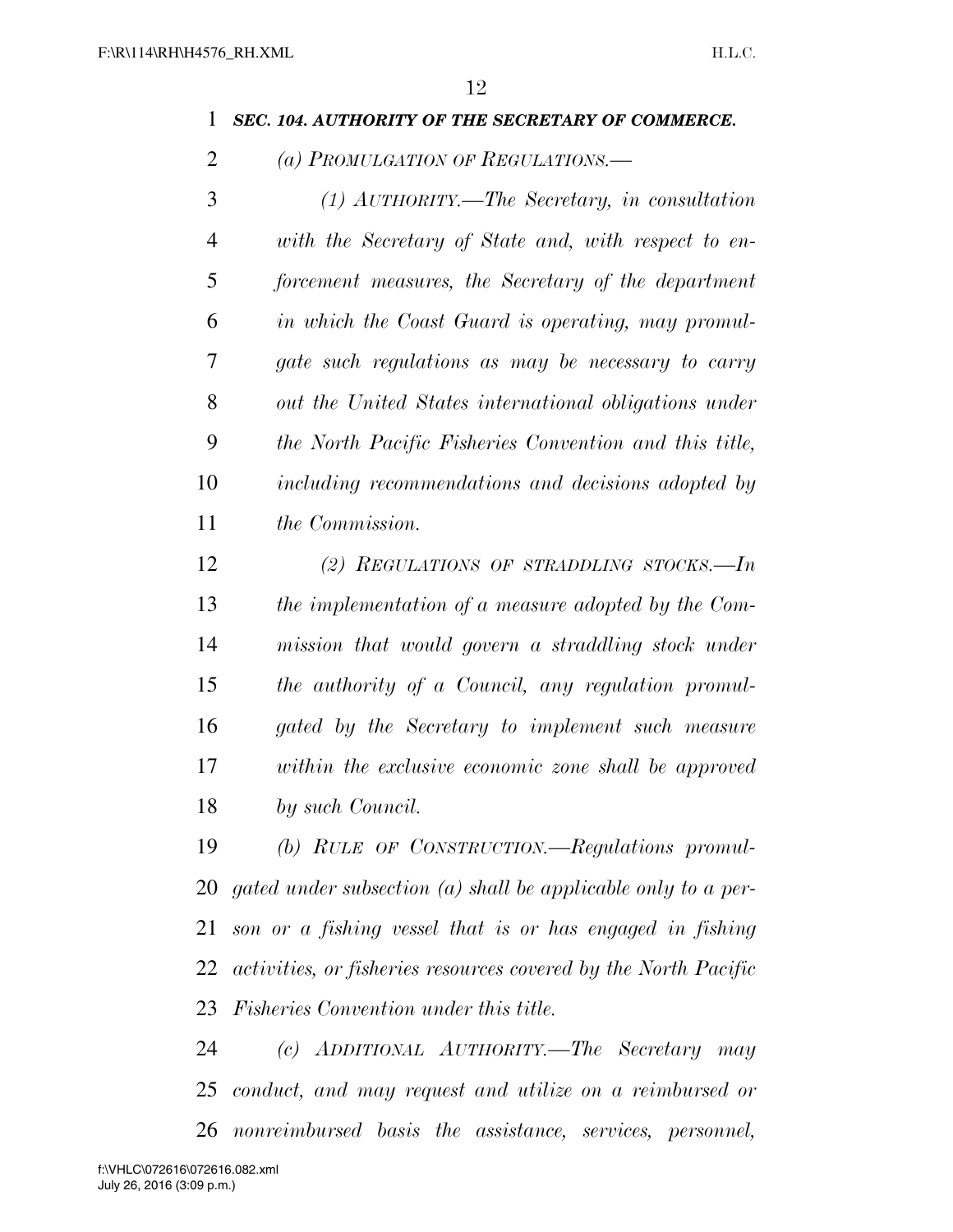***SEC. 104. AUTHORITY OF THE SECRETARY OF COMMERCE.***

*(a) PROMULGATION OF REGULATIONS.—*

*(1) AUTHORITY.—The Secretary, in consultation with the Secretary of State and, with respect to enforcement measures, the Secretary of the department in which the Coast Guard is operating, may promulgate such regulations as may be necessary to carry out the United States international obligations under the North Pacific Fisheries Convention and this title, including recommendations and decisions adopted by the Commission.*

*(2) REGULATIONS OF STRADDLING STOCKS.—In the implementation of a measure adopted by the Commission that would govern a straddling stock under the authority of a Council, any regulation promulgated by the Secretary to implement such measure within the exclusive economic zone shall be approved by such Council.*

*(b) RULE OF CONSTRUCTION.—Regulations promulgated under subsection (a) shall be applicable only to a person or a fishing vessel that is or has engaged in fishing activities, or fisheries resources covered by the North Pacific Fisheries Convention under this title.*

*(c) ADDITIONAL AUTHORITY.—The Secretary may conduct, and may request and utilize on a reimbursed or nonreimbursed basis the assistance, services, personnel,*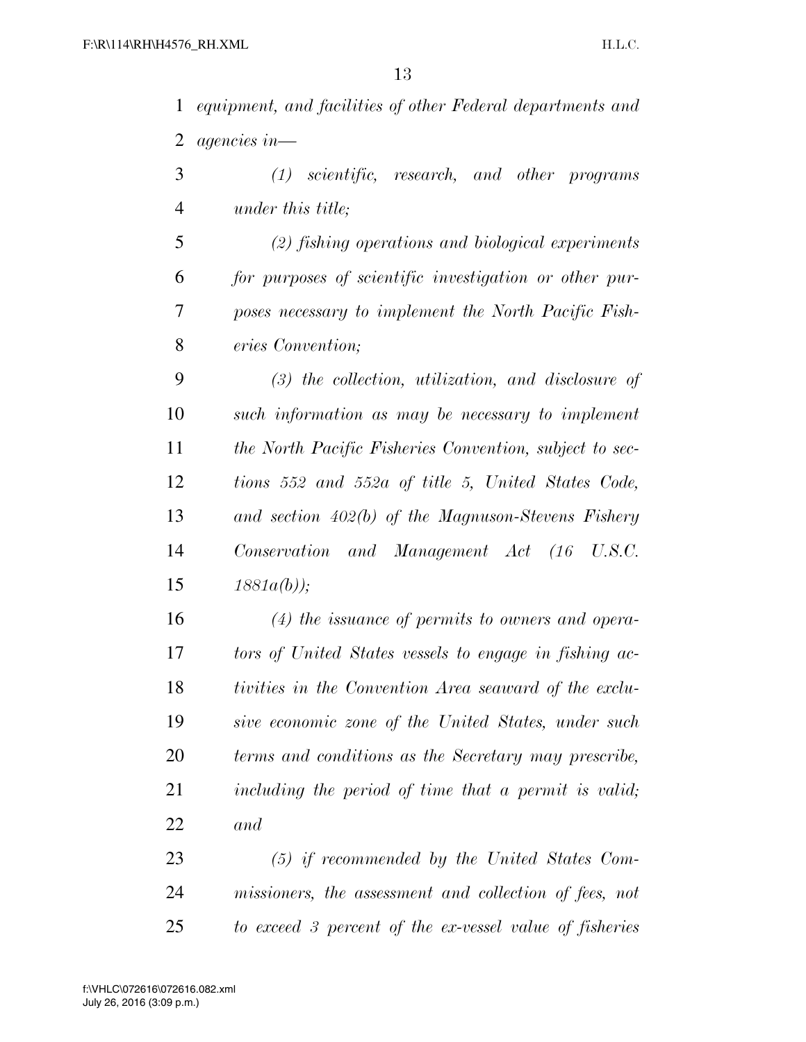*equipment, and facilities of other Federal departments and agencies in—*

*(1) scientific, research, and other programs under this title;*

*(2) fishing operations and biological experiments for purposes of scientific investigation or other purposes necessary to implement the North Pacific Fisheries Convention;*

*(3) the collection, utilization, and disclosure of such information as may be necessary to implement the North Pacific Fisheries Convention, subject to sections 552 and 552a of title 5, United States Code, and section 402(b) of the Magnuson-Stevens Fishery Conservation and Management Act (16 U.S.C. 1881a(b));*

*(4) the issuance of permits to owners and operators of United States vessels to engage in fishing activities in the Convention Area seaward of the exclusive economic zone of the United States, under such terms and conditions as the Secretary may prescribe, including the period of time that a permit is valid; and*

*(5) if recommended by the United States Commissioners, the assessment and collection of fees, not to exceed 3 percent of the ex-vessel value of fisheries*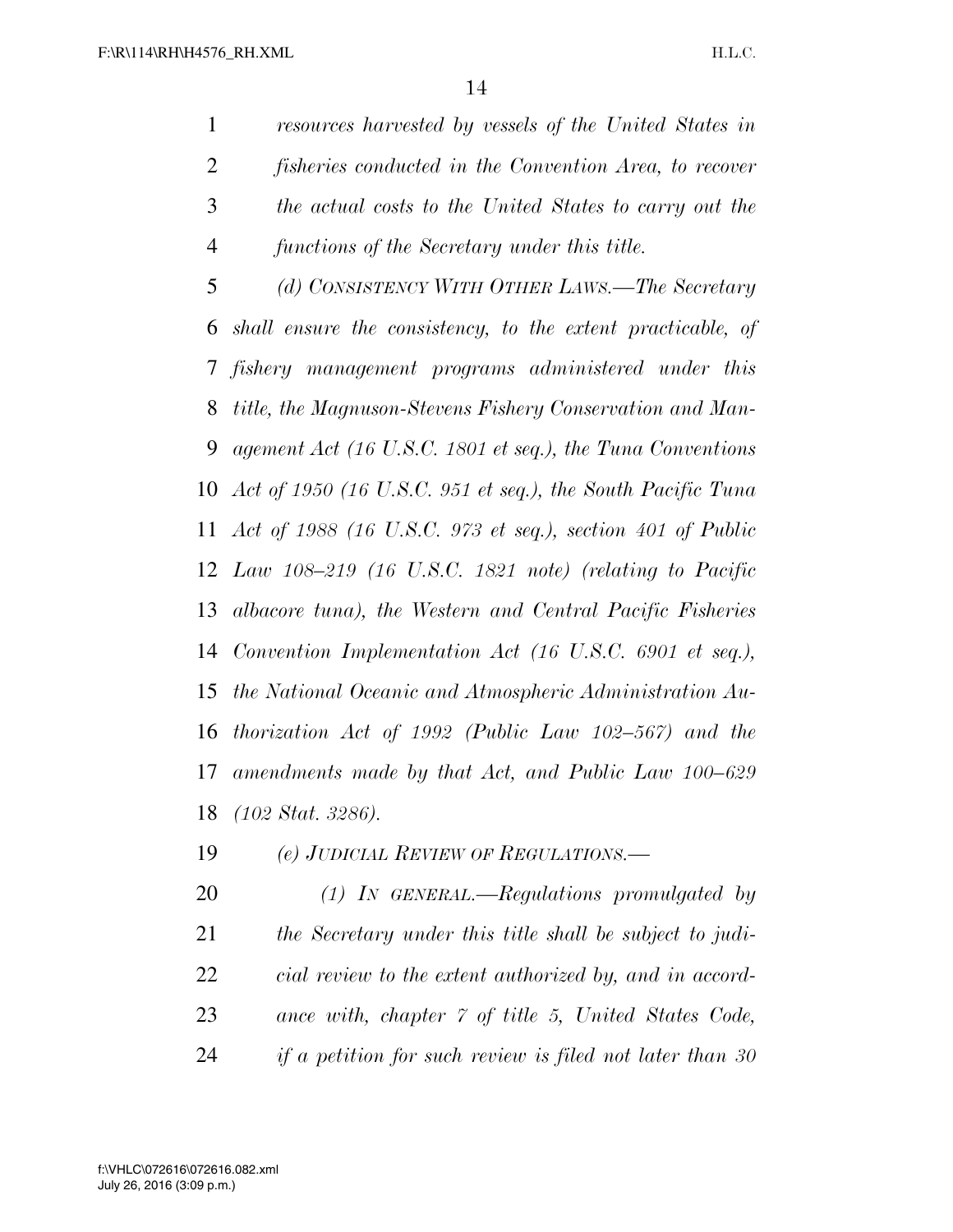*resources harvested by vessels of the United States in fisheries conducted in the Convention Area, to recover the actual costs to the United States to carry out the functions of the Secretary under this title.*

*(d) CONSISTENCY WITH OTHER LAWS.—The Secretary shall ensure the consistency, to the extent practicable, of fishery management programs administered under this title, the Magnuson-Stevens Fishery Conservation and Management Act (16 U.S.C. 1801 et seq.), the Tuna Conventions Act of 1950 (16 U.S.C. 951 et seq.), the South Pacific Tuna Act of 1988 (16 U.S.C. 973 et seq.), section 401 of Public Law 108–219 (16 U.S.C. 1821 note) (relating to Pacific albacore tuna), the Western and Central Pacific Fisheries Convention Implementation Act (16 U.S.C. 6901 et seq.), the National Oceanic and Atmospheric Administration Authorization Act of 1992 (Public Law 102–567) and the amendments made by that Act, and Public Law 100–629 (102 Stat. 3286).*

*(e) JUDICIAL REVIEW OF REGULATIONS.—*

*(1) IN GENERAL.—Regulations promulgated by the Secretary under this title shall be subject to judicial review to the extent authorized by, and in accordance with, chapter 7 of title 5, United States Code, if a petition for such review is filed not later than 30*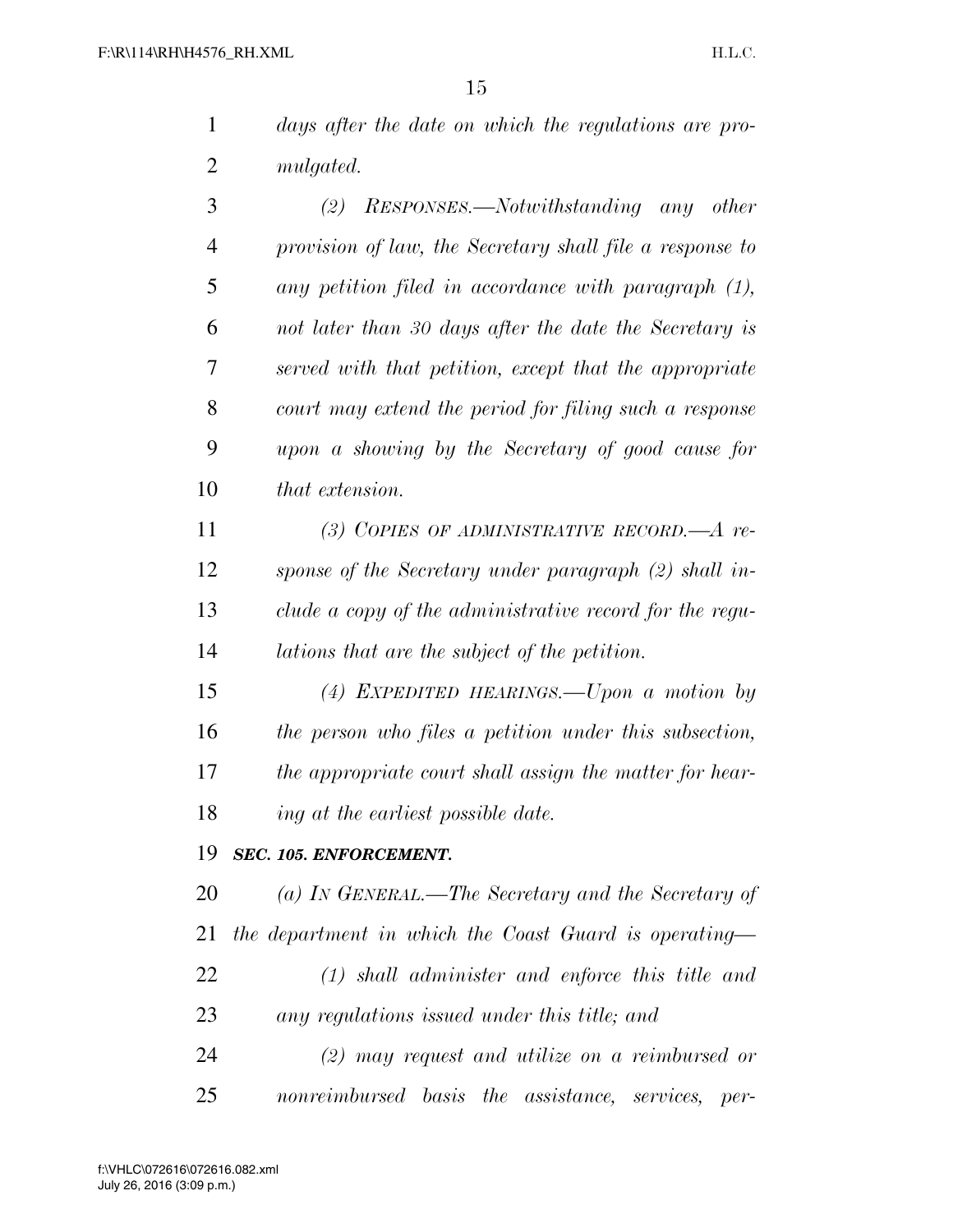*days after the date on which the regulations are promulgated.*

*(2) RESPONSES.—Notwithstanding any other provision of law, the Secretary shall file a response to any petition filed in accordance with paragraph (1), not later than 30 days after the date the Secretary is served with that petition, except that the appropriate court may extend the period for filing such a response upon a showing by the Secretary of good cause for that extension.*

*(3) COPIES OF ADMINISTRATIVE RECORD.—A response of the Secretary under paragraph (2) shall include a copy of the administrative record for the regulations that are the subject of the petition.*

*(4) EXPEDITED HEARINGS.—Upon a motion by the person who files a petition under this subsection, the appropriate court shall assign the matter for hearing at the earliest possible date.*

***SEC. 105. ENFORCEMENT.***

*(a) IN GENERAL.—The Secretary and the Secretary of the department in which the Coast Guard is operating—*

*(1) shall administer and enforce this title and any regulations issued under this title; and*

*(2) may request and utilize on a reimbursed or nonreimbursed basis the assistance, services, per-*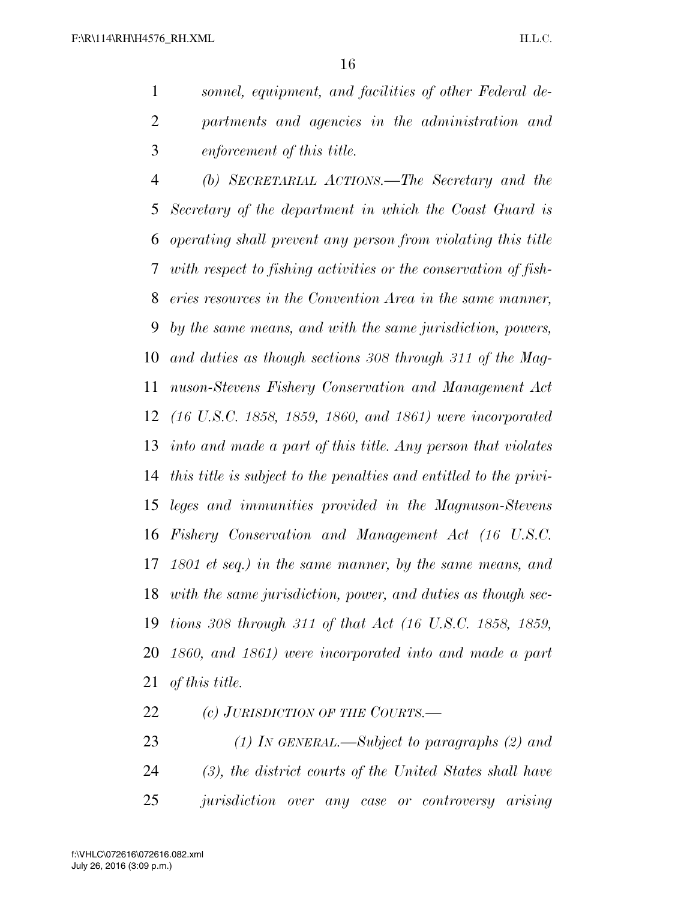*sonnel, equipment, and facilities of other Federal departments and agencies in the administration and enforcement of this title.*

*(b) SECRETARIAL ACTIONS.—The Secretary and the Secretary of the department in which the Coast Guard is operating shall prevent any person from violating this title with respect to fishing activities or the conservation of fisheries resources in the Convention Area in the same manner, by the same means, and with the same jurisdiction, powers, and duties as though sections 308 through 311 of the Magnuson-Stevens Fishery Conservation and Management Act (16 U.S.C. 1858, 1859, 1860, and 1861) were incorporated into and made a part of this title. Any person that violates this title is subject to the penalties and entitled to the privileges and immunities provided in the Magnuson-Stevens Fishery Conservation and Management Act (16 U.S.C. 1801 et seq.) in the same manner, by the same means, and with the same jurisdiction, power, and duties as though sections 308 through 311 of that Act (16 U.S.C. 1858, 1859, 1860, and 1861) were incorporated into and made a part of this title.*

*(c) JURISDICTION OF THE COURTS.—*

*(1) IN GENERAL.—Subject to paragraphs (2) and (3), the district courts of the United States shall have jurisdiction over any case or controversy arising*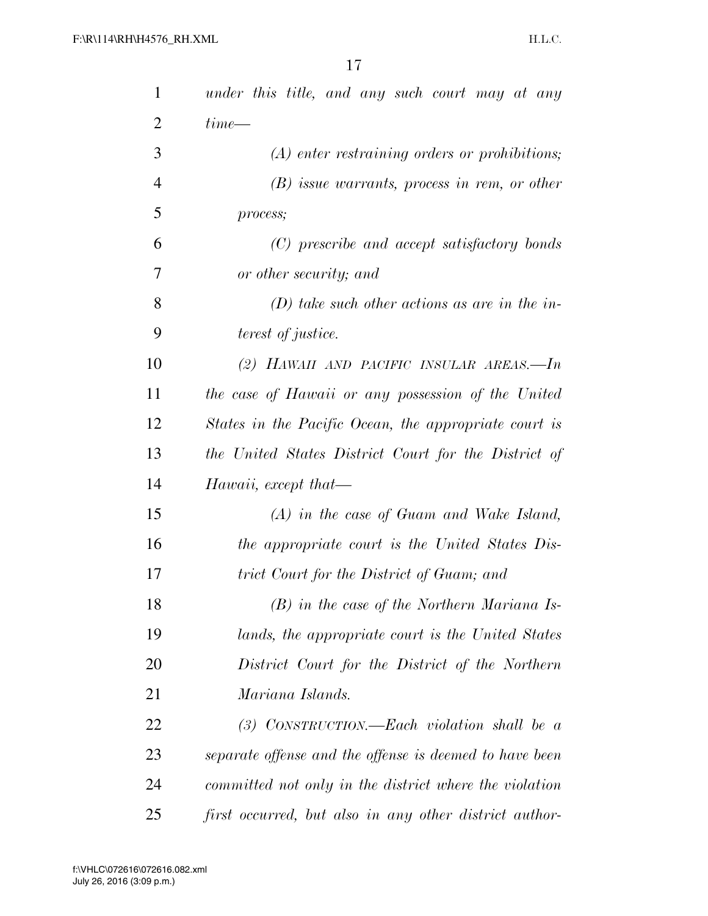*under this title, and any such court may at any time—*

*(A) enter restraining orders or prohibitions;*

*(B) issue warrants, process in rem, or other process;*

*(C) prescribe and accept satisfactory bonds or other security; and*

*(D) take such other actions as are in the interest of justice.*

*(2) HAWAII AND PACIFIC INSULAR AREAS.—In the case of Hawaii or any possession of the United States in the Pacific Ocean, the appropriate court is the United States District Court for the District of Hawaii, except that—*

*(A) in the case of Guam and Wake Island, the appropriate court is the United States District Court for the District of Guam; and*

*(B) in the case of the Northern Mariana Islands, the appropriate court is the United States District Court for the District of the Northern Mariana Islands.*

*(3) CONSTRUCTION.—Each violation shall be a separate offense and the offense is deemed to have been committed not only in the district where the violation first occurred, but also in any other district author-*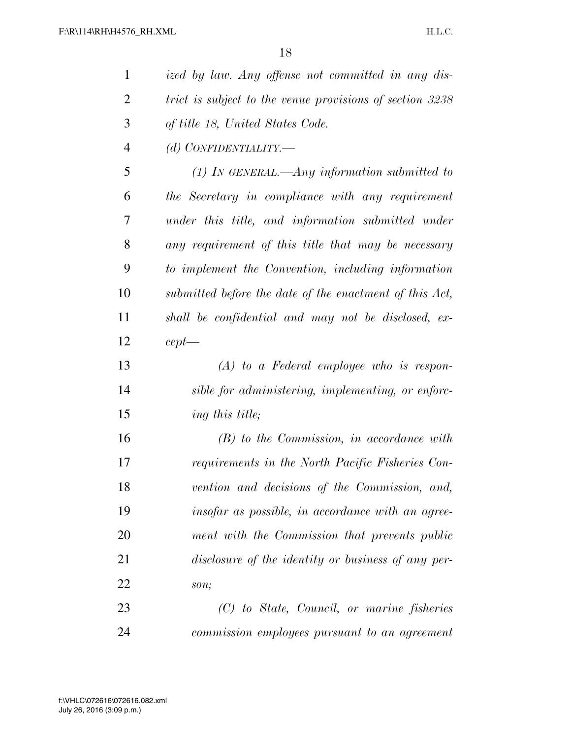*ized by law. Any offense not committed in any district is subject to the venue provisions of section 3238 of title 18, United States Code.*

*(d) CONFIDENTIALITY.—*

*(1) IN GENERAL.—Any information submitted to the Secretary in compliance with any requirement under this title, and information submitted under any requirement of this title that may be necessary to implement the Convention, including information submitted before the date of the enactment of this Act, shall be confidential and may not be disclosed, except—*

*(A) to a Federal employee who is responsible for administering, implementing, or enforcing this title;*

*(B) to the Commission, in accordance with requirements in the North Pacific Fisheries Convention and decisions of the Commission, and, insofar as possible, in accordance with an agreement with the Commission that prevents public disclosure of the identity or business of any person;*

*(C) to State, Council, or marine fisheries commission employees pursuant to an agreement*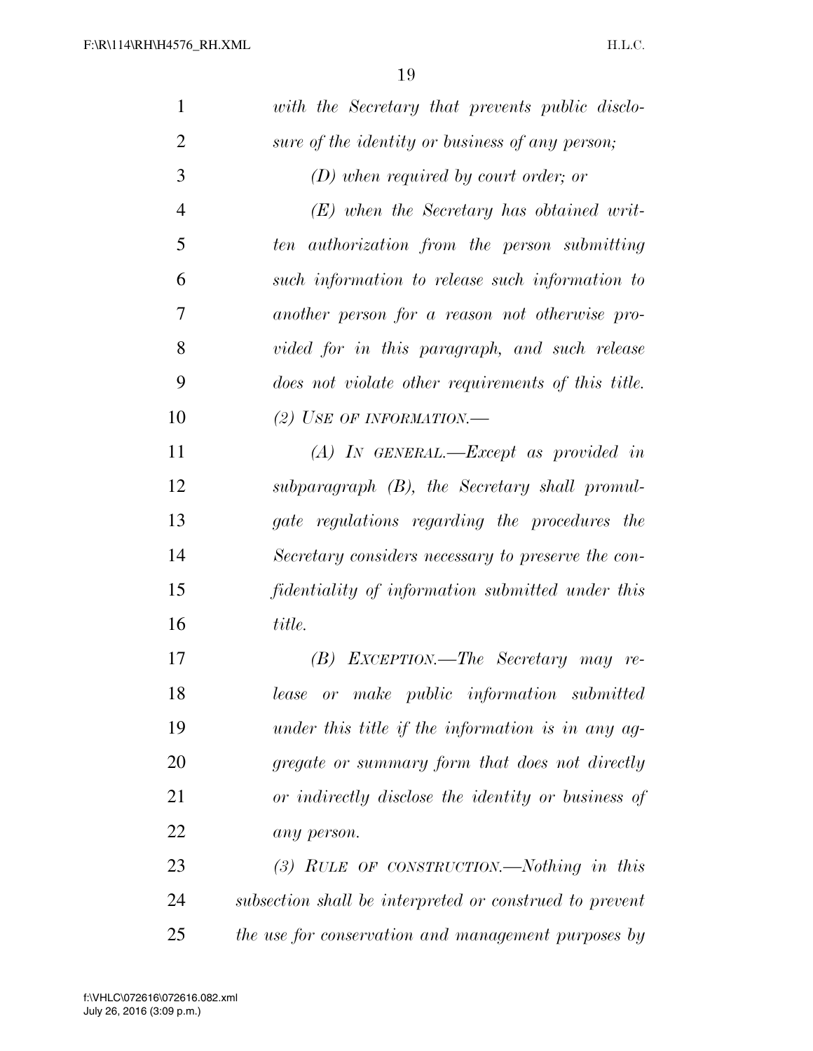*with the Secretary that prevents public disclosure of the identity or business of any person;*

*(D) when required by court order; or*

*(E) when the Secretary has obtained written authorization from the person submitting such information to release such information to another person for a reason not otherwise provided for in this paragraph, and such release does not violate other requirements of this title.*

*(2) USE OF INFORMATION.—*

*(A) IN GENERAL.—Except as provided in subparagraph (B), the Secretary shall promulgate regulations regarding the procedures the Secretary considers necessary to preserve the confidentiality of information submitted under this title.*

*(B) EXCEPTION.—The Secretary may release or make public information submitted under this title if the information is in any aggregate or summary form that does not directly or indirectly disclose the identity or business of any person.*

*(3) RULE OF CONSTRUCTION.—Nothing in this subsection shall be interpreted or construed to prevent the use for conservation and management purposes by*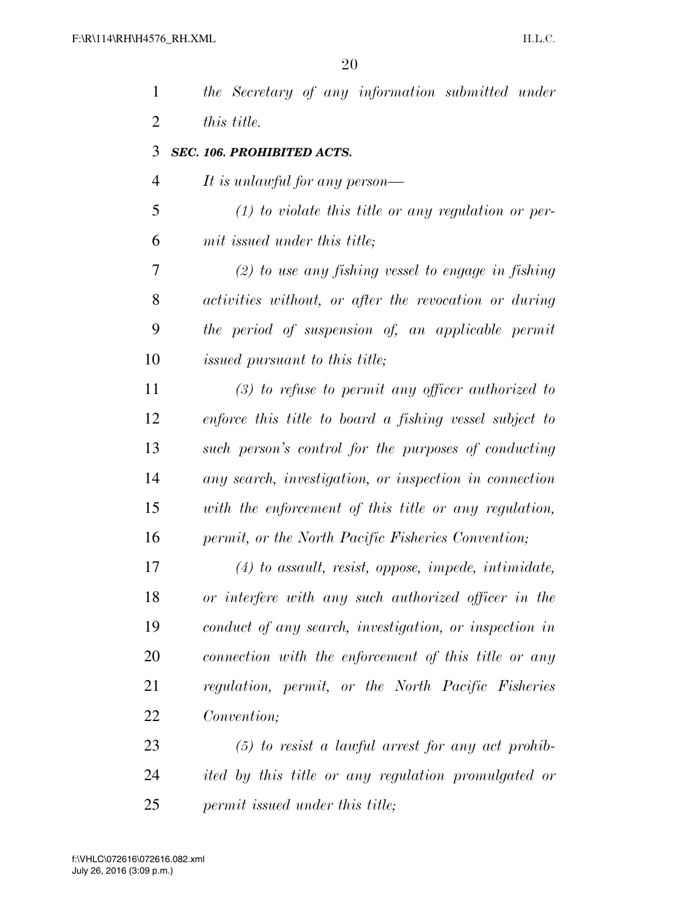*the Secretary of any information submitted under this title.*

### *SEC. 106. PROHIBITED ACTS.*

*It is unlawful for any person—*

*(1) to violate this title or any regulation or permit issued under this title;*

*(2) to use any fishing vessel to engage in fishing activities without, or after the revocation or during the period of suspension of, an applicable permit issued pursuant to this title;*

*(3) to refuse to permit any officer authorized to enforce this title to board a fishing vessel subject to such person's control for the purposes of conducting any search, investigation, or inspection in connection with the enforcement of this title or any regulation, permit, or the North Pacific Fisheries Convention;*

*(4) to assault, resist, oppose, impede, intimidate, or interfere with any such authorized officer in the conduct of any search, investigation, or inspection in connection with the enforcement of this title or any regulation, permit, or the North Pacific Fisheries Convention;*

*(5) to resist a lawful arrest for any act prohibited by this title or any regulation promulgated or permit issued under this title;*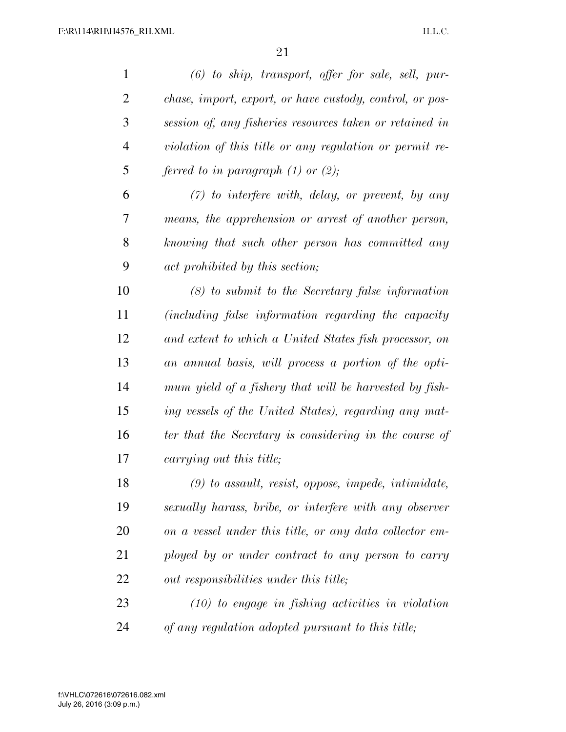*(6) to ship, transport, offer for sale, sell, purchase, import, export, or have custody, control, or possession of, any fisheries resources taken or retained in violation of this title or any regulation or permit referred to in paragraph (1) or (2);*

*(7) to interfere with, delay, or prevent, by any means, the apprehension or arrest of another person, knowing that such other person has committed any act prohibited by this section;*

*(8) to submit to the Secretary false information (including false information regarding the capacity and extent to which a United States fish processor, on an annual basis, will process a portion of the optimum yield of a fishery that will be harvested by fishing vessels of the United States), regarding any matter that the Secretary is considering in the course of carrying out this title;*

*(9) to assault, resist, oppose, impede, intimidate, sexually harass, bribe, or interfere with any observer on a vessel under this title, or any data collector employed by or under contract to any person to carry out responsibilities under this title;*

*(10) to engage in fishing activities in violation of any regulation adopted pursuant to this title;*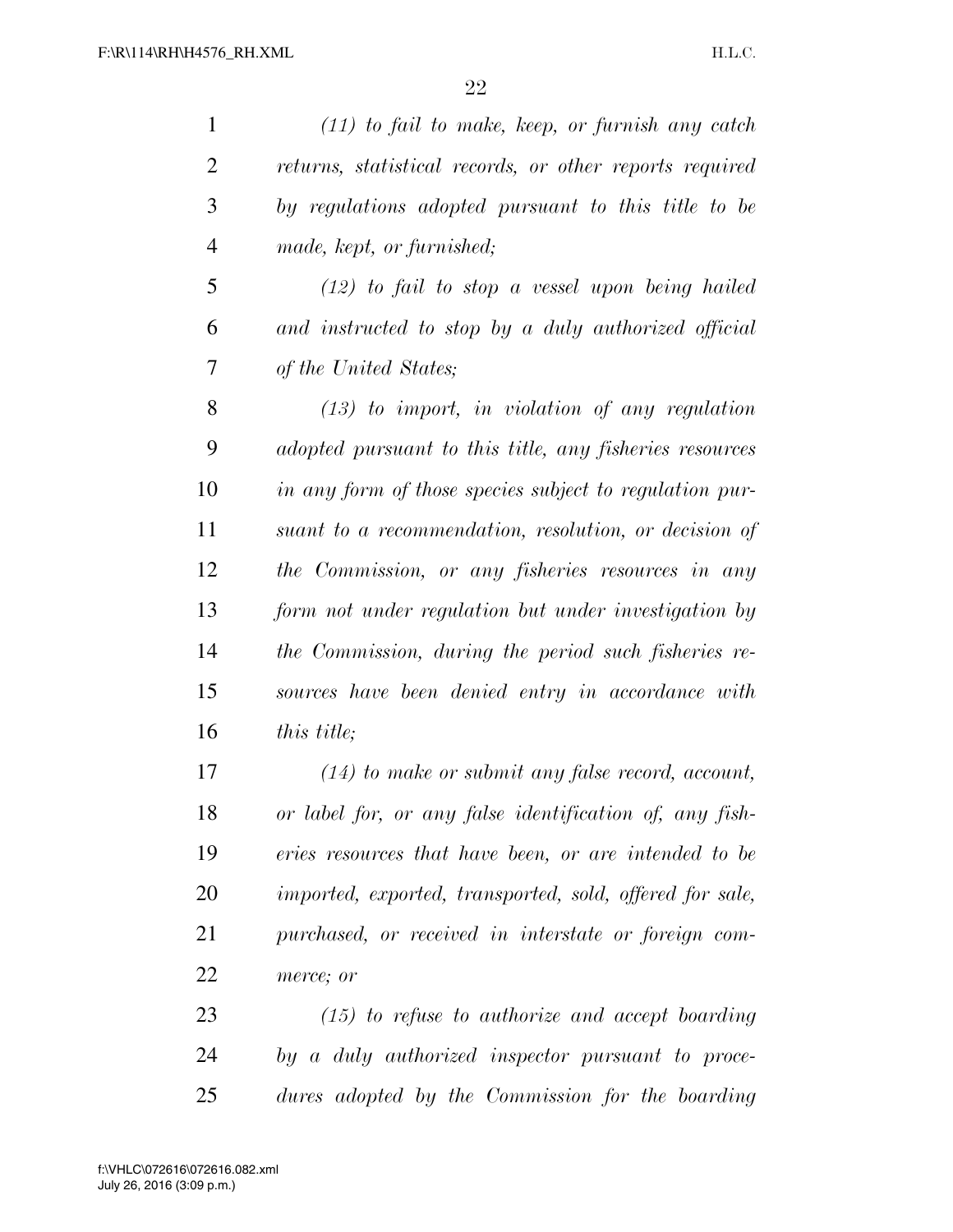*(11) to fail to make, keep, or furnish any catch returns, statistical records, or other reports required by regulations adopted pursuant to this title to be made, kept, or furnished;*

*(12) to fail to stop a vessel upon being hailed and instructed to stop by a duly authorized official of the United States;*

*(13) to import, in violation of any regulation adopted pursuant to this title, any fisheries resources in any form of those species subject to regulation pursuant to a recommendation, resolution, or decision of the Commission, or any fisheries resources in any form not under regulation but under investigation by the Commission, during the period such fisheries resources have been denied entry in accordance with this title;*

*(14) to make or submit any false record, account, or label for, or any false identification of, any fisheries resources that have been, or are intended to be imported, exported, transported, sold, offered for sale, purchased, or received in interstate or foreign commerce; or*

*(15) to refuse to authorize and accept boarding by a duly authorized inspector pursuant to procedures adopted by the Commission for the boarding*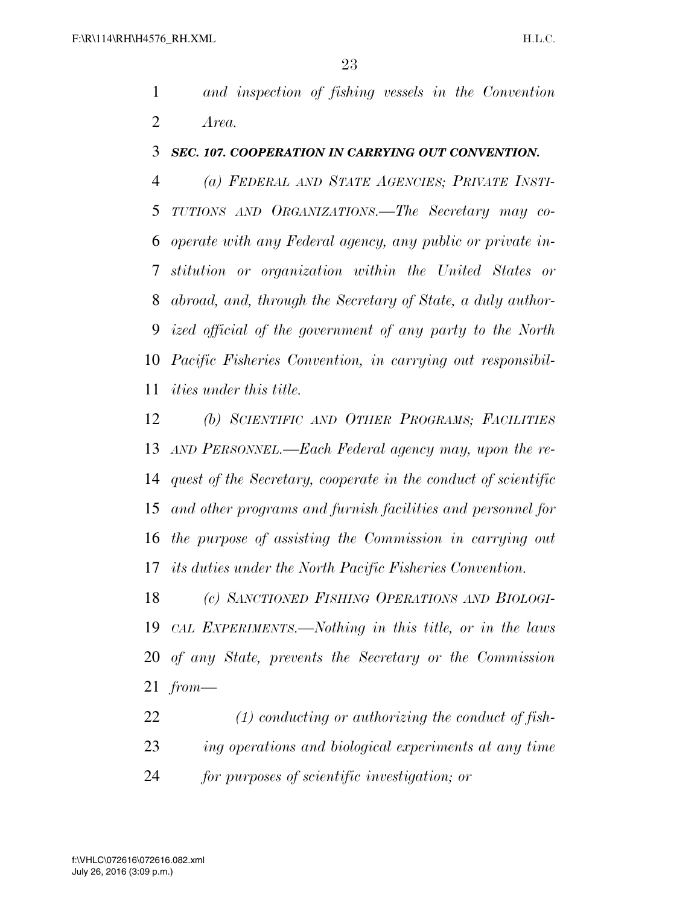*and inspection of fishing vessels in the Convention Area.*

### *SEC. 107. COOPERATION IN CARRYING OUT CONVENTION.*

*(a) FEDERAL AND STATE AGENCIES; PRIVATE INSTITUTIONS AND ORGANIZATIONS.—The Secretary may cooperate with any Federal agency, any public or private institution or organization within the United States or abroad, and, through the Secretary of State, a duly authorized official of the government of any party to the North Pacific Fisheries Convention, in carrying out responsibilities under this title.*

*(b) SCIENTIFIC AND OTHER PROGRAMS; FACILITIES AND PERSONNEL.—Each Federal agency may, upon the request of the Secretary, cooperate in the conduct of scientific and other programs and furnish facilities and personnel for the purpose of assisting the Commission in carrying out its duties under the North Pacific Fisheries Convention.*

*(c) SANCTIONED FISHING OPERATIONS AND BIOLOGICAL EXPERIMENTS.—Nothing in this title, or in the laws of any State, prevents the Secretary or the Commission from—*

*(1) conducting or authorizing the conduct of fishing operations and biological experiments at any time for purposes of scientific investigation; or*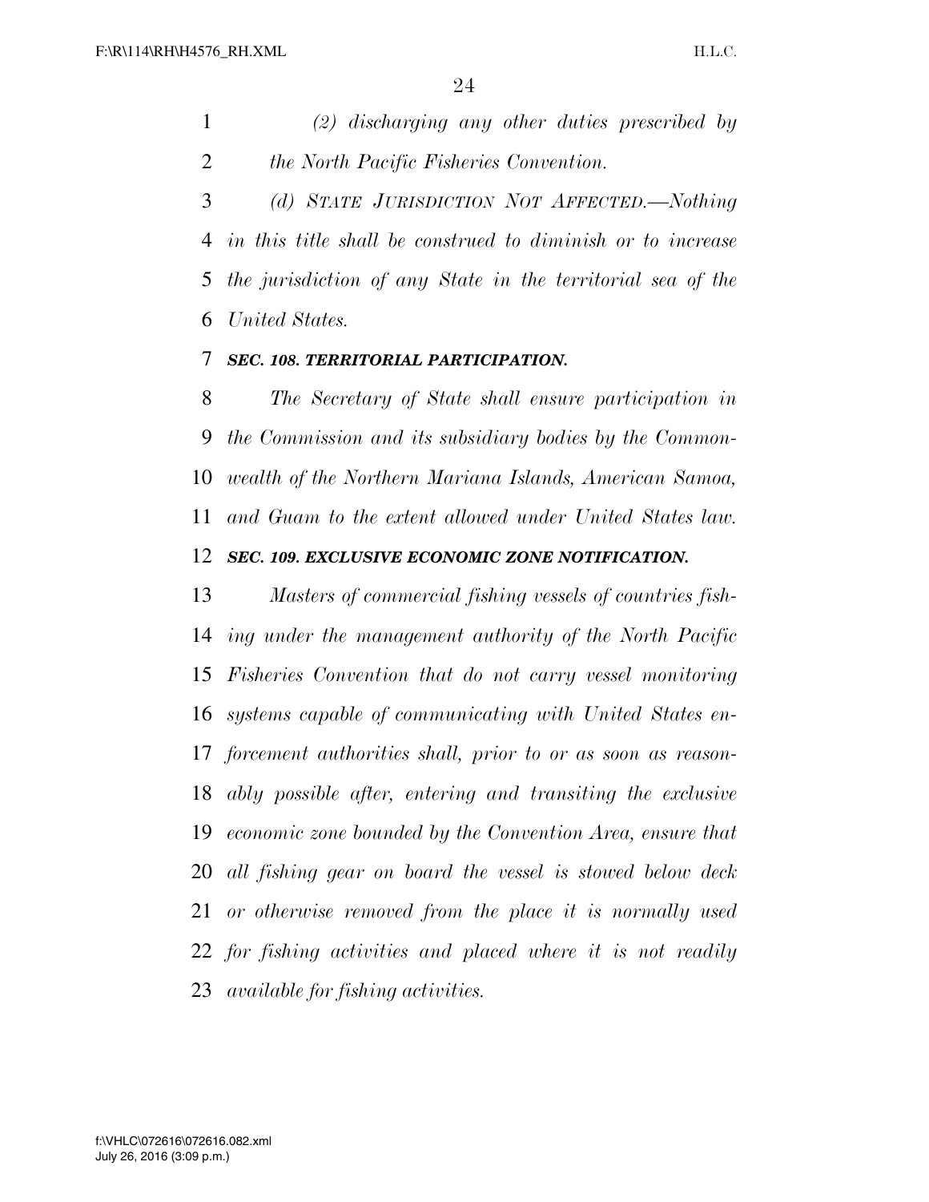*(2) discharging any other duties prescribed by the North Pacific Fisheries Convention.*

*(d) STATE JURISDICTION NOT AFFECTED.—Nothing in this title shall be construed to diminish or to increase the jurisdiction of any State in the territorial sea of the United States.*

### *SEC. 108. TERRITORIAL PARTICIPATION.*

*The Secretary of State shall ensure participation in the Commission and its subsidiary bodies by the Commonwealth of the Northern Mariana Islands, American Samoa, and Guam to the extent allowed under United States law.*

### *SEC. 109. EXCLUSIVE ECONOMIC ZONE NOTIFICATION.*

*Masters of commercial fishing vessels of countries fishing under the management authority of the North Pacific Fisheries Convention that do not carry vessel monitoring systems capable of communicating with United States enforcement authorities shall, prior to or as soon as reasonably possible after, entering and transiting the exclusive economic zone bounded by the Convention Area, ensure that all fishing gear on board the vessel is stowed below deck or otherwise removed from the place it is normally used for fishing activities and placed where it is not readily available for fishing activities.*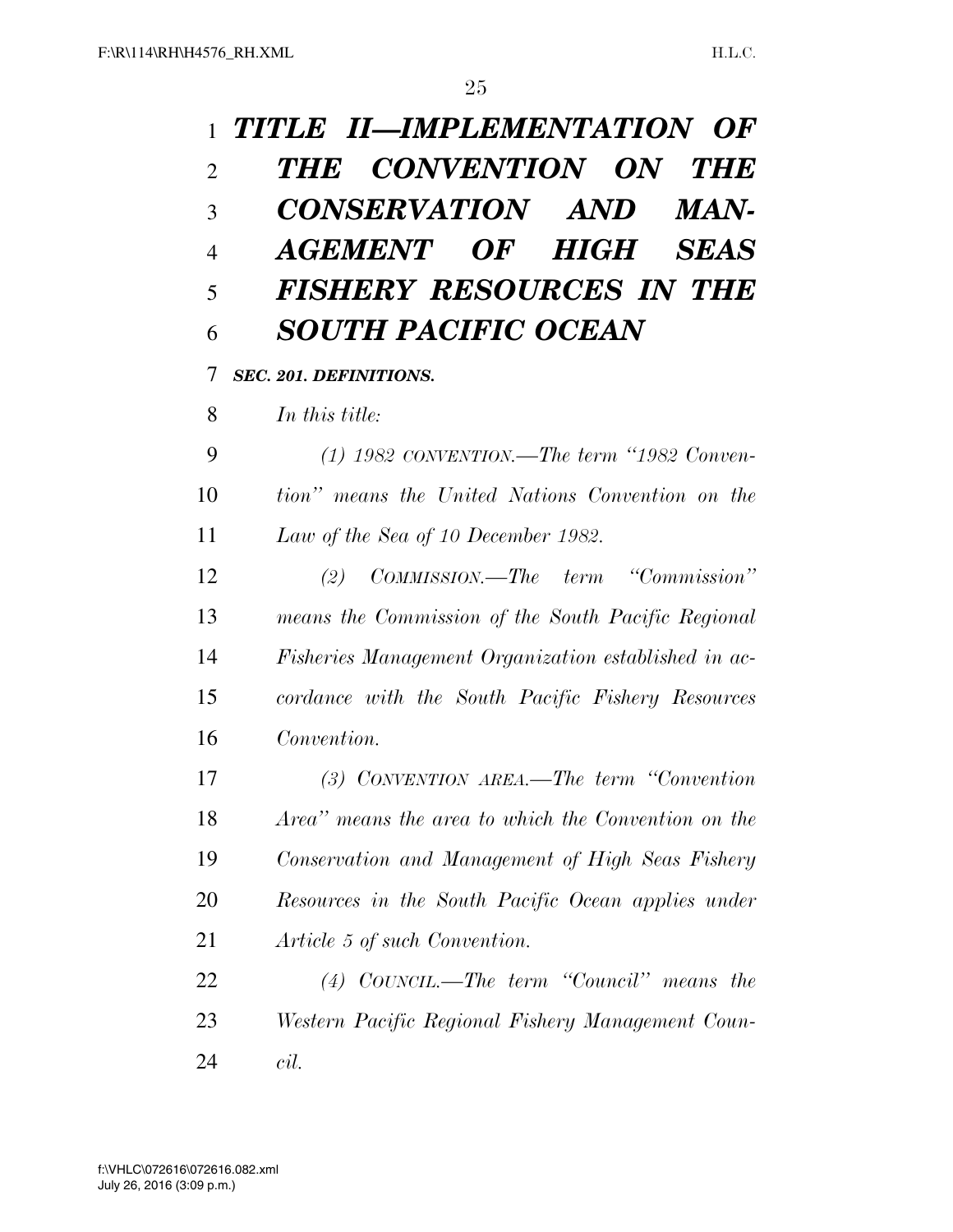# *TITLE II—IMPLEMENTATION OF THE CONVENTION ON THE CONSERVATION AND MANAGEMENT OF HIGH SEAS FISHERY RESOURCES IN THE SOUTH PACIFIC OCEAN*

## ***SEC. 201. DEFINITIONS.***

*In this title:*

*(1) 1982 CONVENTION.—The term "1982 Convention" means the United Nations Convention on the Law of the Sea of 10 December 1982.*

*(2) COMMISSION.—The term "Commission" means the Commission of the South Pacific Regional Fisheries Management Organization established in accordance with the South Pacific Fishery Resources Convention.*

*(3) CONVENTION AREA.—The term "Convention Area" means the area to which the Convention on the Conservation and Management of High Seas Fishery Resources in the South Pacific Ocean applies under Article 5 of such Convention.*

*(4) COUNCIL.—The term "Council" means the Western Pacific Regional Fishery Management Council.*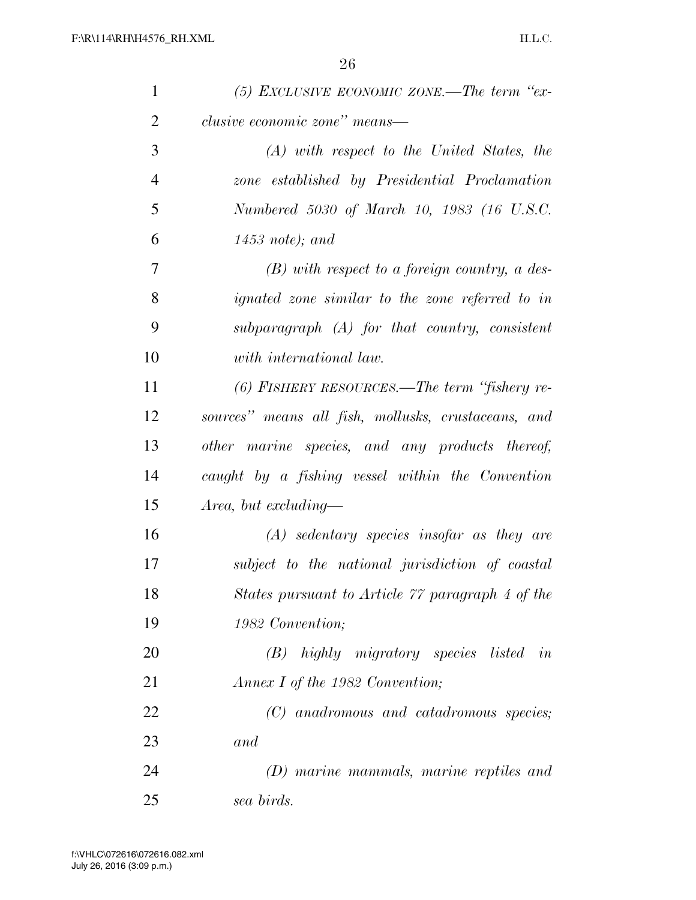*(5) EXCLUSIVE ECONOMIC ZONE.—The term "exclusive economic zone" means—*

*(A) with respect to the United States, the zone established by Presidential Proclamation Numbered 5030 of March 10, 1983 (16 U.S.C. 1453 note); and*

*(B) with respect to a foreign country, a designated zone similar to the zone referred to in subparagraph (A) for that country, consistent with international law.*

*(6) FISHERY RESOURCES.—The term "fishery resources" means all fish, mollusks, crustaceans, and other marine species, and any products thereof, caught by a fishing vessel within the Convention Area, but excluding—*

*(A) sedentary species insofar as they are subject to the national jurisdiction of coastal States pursuant to Article 77 paragraph 4 of the 1982 Convention;*

*(B) highly migratory species listed in Annex I of the 1982 Convention;*

*(C) anadromous and catadromous species; and*

*(D) marine mammals, marine reptiles and sea birds.*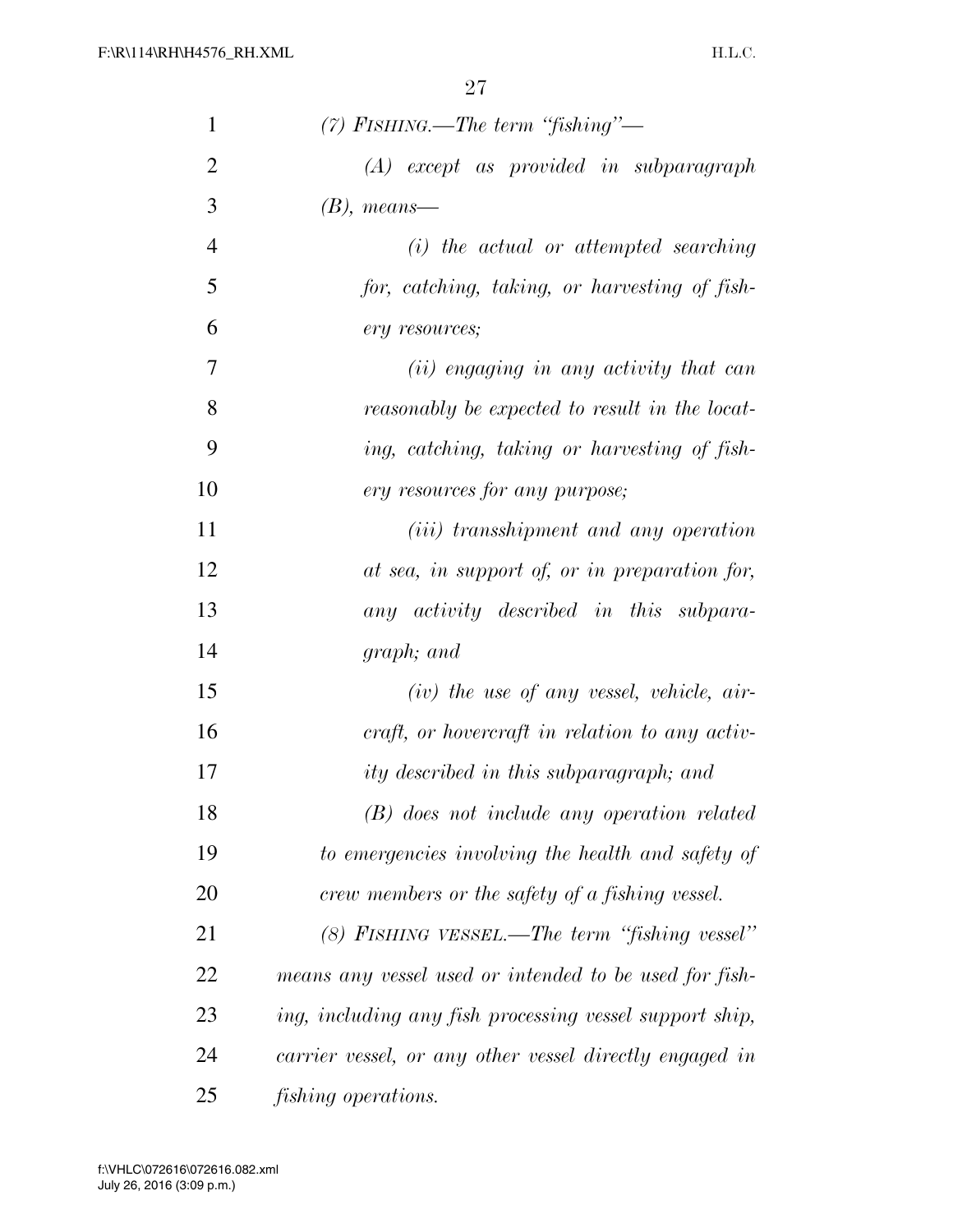*(7) FISHING.—The term "fishing"—*

*(A) except as provided in subparagraph (B), means—*

*(i) the actual or attempted searching for, catching, taking, or harvesting of fishery resources;*

*(ii) engaging in any activity that can reasonably be expected to result in the locating, catching, taking or harvesting of fishery resources for any purpose;*

*(iii) transshipment and any operation at sea, in support of, or in preparation for, any activity described in this subparagraph; and*

*(iv) the use of any vessel, vehicle, aircraft, or hovercraft in relation to any activity described in this subparagraph; and*

*(B) does not include any operation related to emergencies involving the health and safety of crew members or the safety of a fishing vessel.*

*(8) FISHING VESSEL.—The term "fishing vessel" means any vessel used or intended to be used for fishing, including any fish processing vessel support ship, carrier vessel, or any other vessel directly engaged in fishing operations.*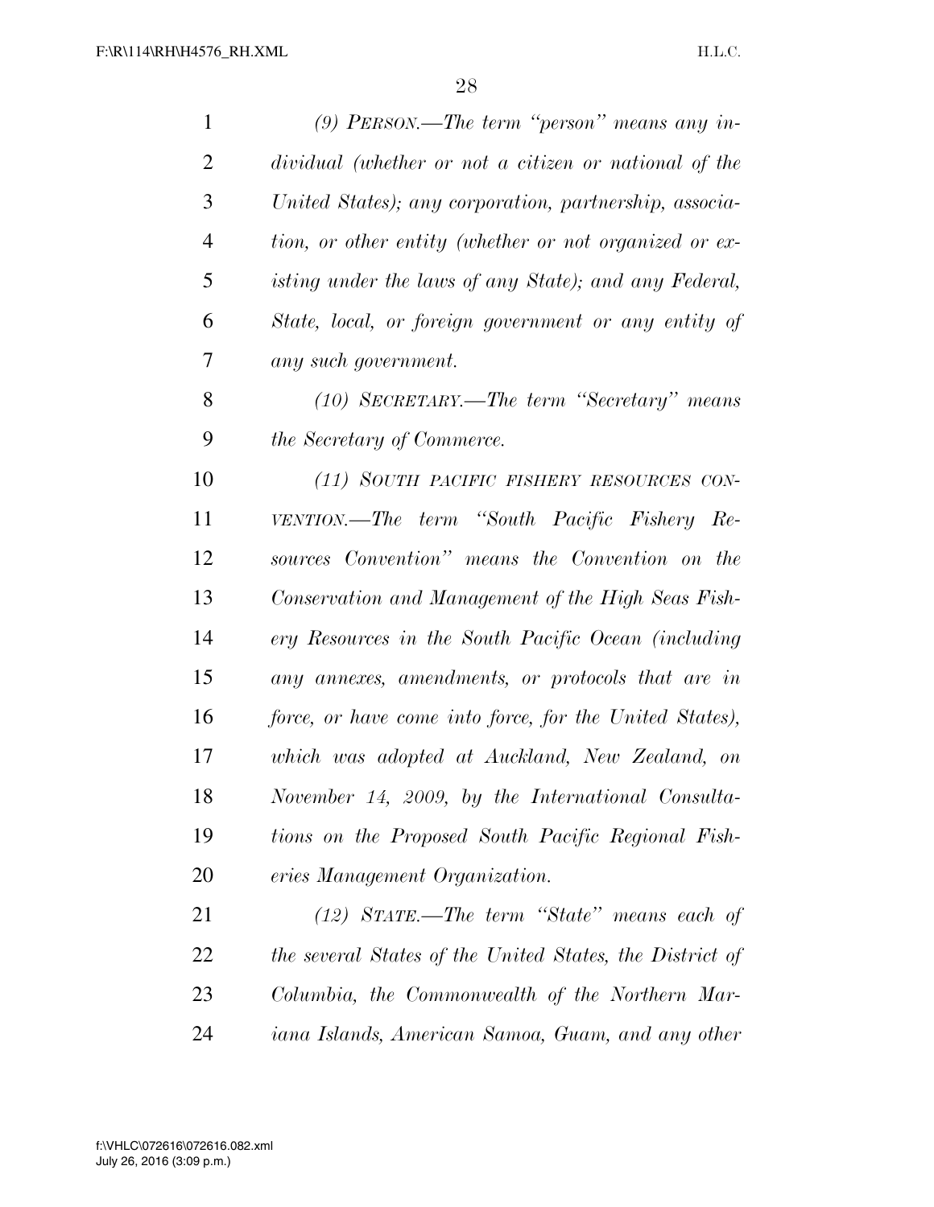*(9) PERSON.—The term "person" means any individual (whether or not a citizen or national of the United States); any corporation, partnership, association, or other entity (whether or not organized or existing under the laws of any State); and any Federal, State, local, or foreign government or any entity of any such government.*

*(10) SECRETARY.—The term "Secretary" means the Secretary of Commerce.*

*(11) SOUTH PACIFIC FISHERY RESOURCES CONVENTION.—The term "South Pacific Fishery Resources Convention" means the Convention on the Conservation and Management of the High Seas Fishery Resources in the South Pacific Ocean (including any annexes, amendments, or protocols that are in force, or have come into force, for the United States), which was adopted at Auckland, New Zealand, on November 14, 2009, by the International Consultations on the Proposed South Pacific Regional Fisheries Management Organization.*

*(12) STATE.—The term "State" means each of the several States of the United States, the District of Columbia, the Commonwealth of the Northern Mariana Islands, American Samoa, Guam, and any other*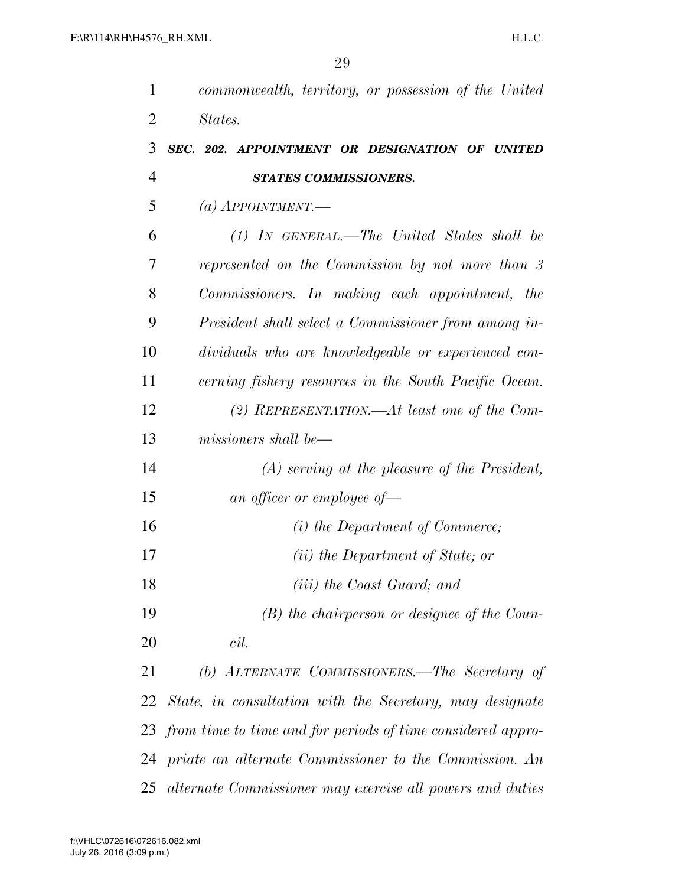*commonwealth, territory, or possession of the United States.*

***SEC. 202. APPOINTMENT OR DESIGNATION OF UNITED STATES COMMISSIONERS.***

*(a) APPOINTMENT.—*

*(1) IN GENERAL.—The United States shall be represented on the Commission by not more than 3 Commissioners. In making each appointment, the President shall select a Commissioner from among individuals who are knowledgeable or experienced concerning fishery resources in the South Pacific Ocean.*

*(2) REPRESENTATION.—At least one of the Commissioners shall be—*

*(A) serving at the pleasure of the President, an officer or employee of—*

*(i) the Department of Commerce;*

*(ii) the Department of State; or*

*(iii) the Coast Guard; and*

*(B) the chairperson or designee of the Council.*

*(b) ALTERNATE COMMISSIONERS.—The Secretary of State, in consultation with the Secretary, may designate from time to time and for periods of time considered appropriate an alternate Commissioner to the Commission. An alternate Commissioner may exercise all powers and duties*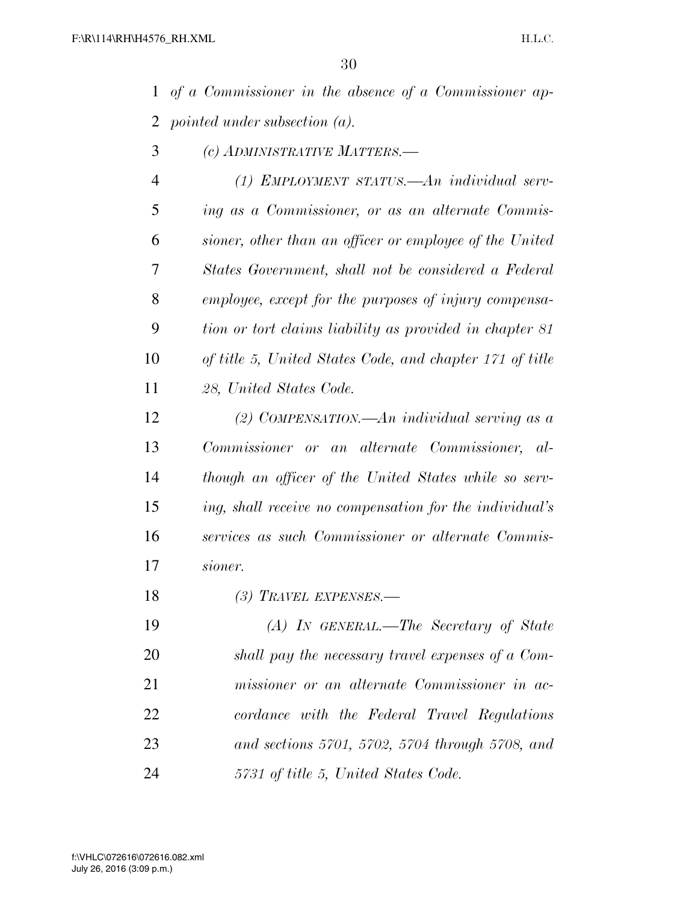*of a Commissioner in the absence of a Commissioner appointed under subsection (a).*

*(c) ADMINISTRATIVE MATTERS.—*

*(1) EMPLOYMENT STATUS.—An individual serving as a Commissioner, or as an alternate Commissioner, other than an officer or employee of the United States Government, shall not be considered a Federal employee, except for the purposes of injury compensation or tort claims liability as provided in chapter 81 of title 5, United States Code, and chapter 171 of title 28, United States Code.*

*(2) COMPENSATION.—An individual serving as a Commissioner or an alternate Commissioner, although an officer of the United States while so serving, shall receive no compensation for the individual's services as such Commissioner or alternate Commissioner.*

*(3) TRAVEL EXPENSES.—*

*(A) IN GENERAL.—The Secretary of State shall pay the necessary travel expenses of a Commissioner or an alternate Commissioner in accordance with the Federal Travel Regulations and sections 5701, 5702, 5704 through 5708, and 5731 of title 5, United States Code.*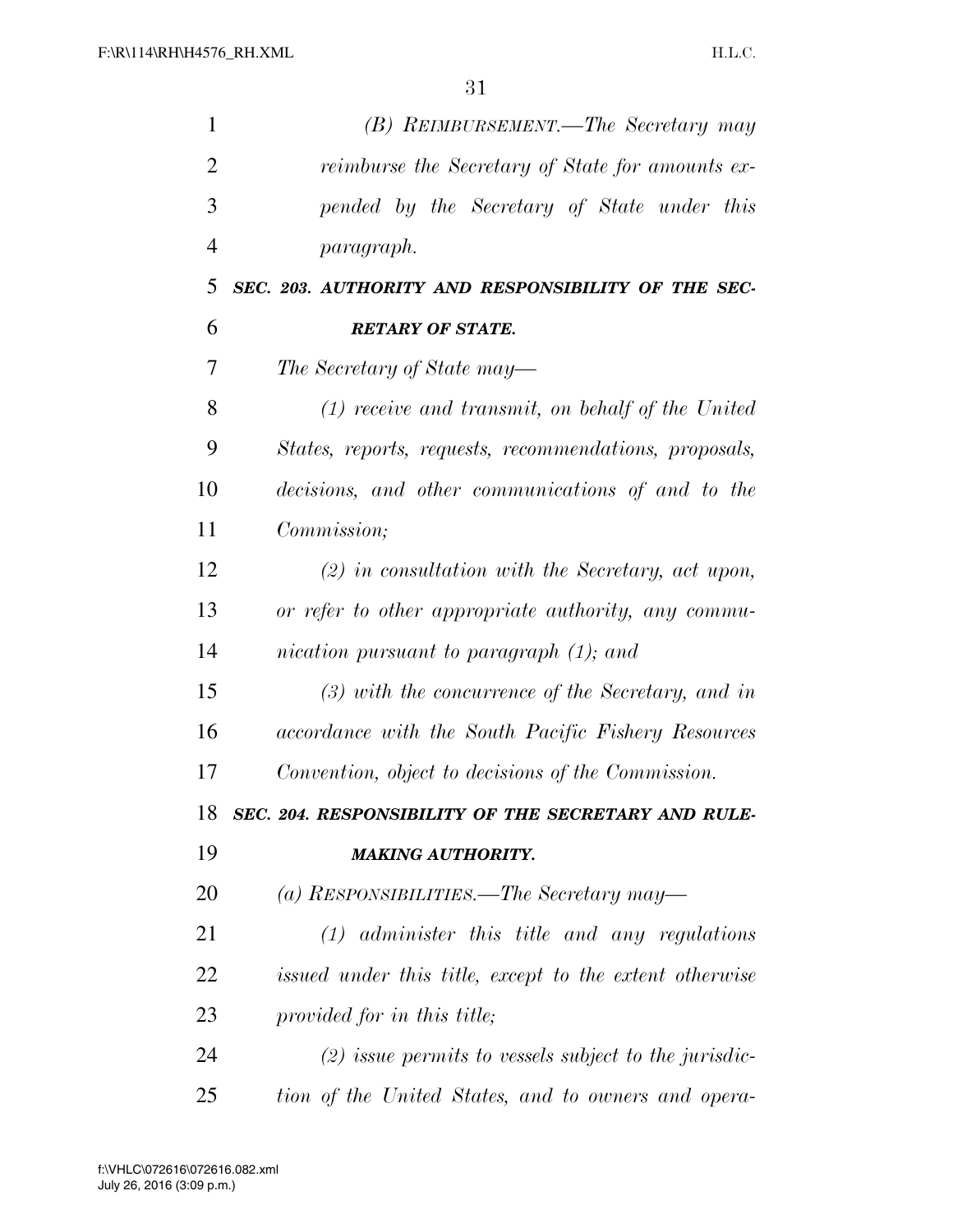*(B) REIMBURSEMENT.—The Secretary may reimburse the Secretary of State for amounts expended by the Secretary of State under this paragraph.*

***SEC. 203. AUTHORITY AND RESPONSIBILITY OF THE SECRETARY OF STATE.***

*The Secretary of State may—*

*(1) receive and transmit, on behalf of the United States, reports, requests, recommendations, proposals, decisions, and other communications of and to the Commission;*

*(2) in consultation with the Secretary, act upon, or refer to other appropriate authority, any communication pursuant to paragraph (1); and*

*(3) with the concurrence of the Secretary, and in accordance with the South Pacific Fishery Resources Convention, object to decisions of the Commission.*

***SEC. 204. RESPONSIBILITY OF THE SECRETARY AND RULE-MAKING AUTHORITY.***

*(a) RESPONSIBILITIES.—The Secretary may—*

*(1) administer this title and any regulations issued under this title, except to the extent otherwise provided for in this title;*

*(2) issue permits to vessels subject to the jurisdiction of the United States, and to owners and opera-*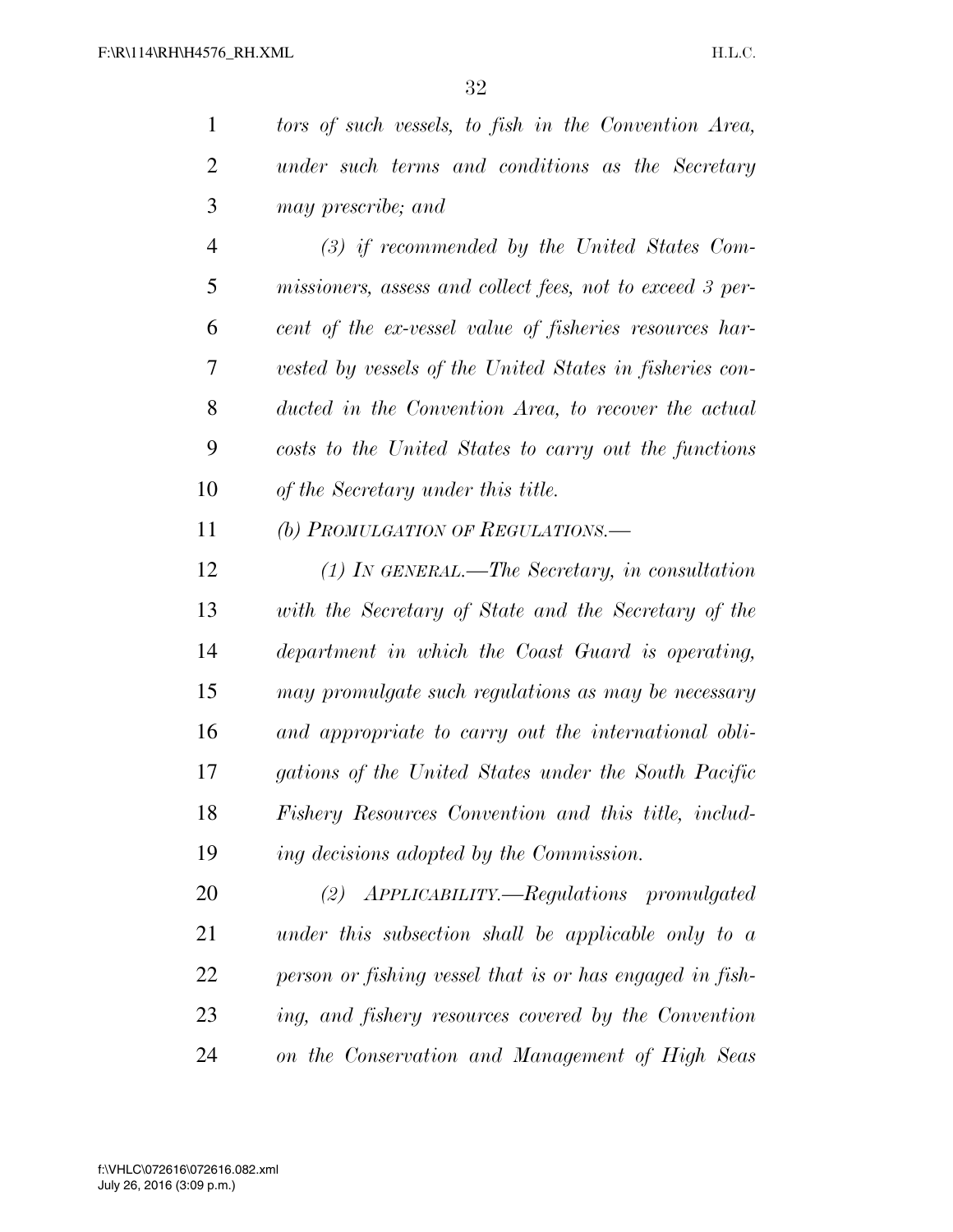*tors of such vessels, to fish in the Convention Area, under such terms and conditions as the Secretary may prescribe; and*

*(3) if recommended by the United States Commissioners, assess and collect fees, not to exceed 3 percent of the ex-vessel value of fisheries resources harvested by vessels of the United States in fisheries conducted in the Convention Area, to recover the actual costs to the United States to carry out the functions of the Secretary under this title.*

*(b) PROMULGATION OF REGULATIONS.—*

*(1) IN GENERAL.—The Secretary, in consultation with the Secretary of State and the Secretary of the department in which the Coast Guard is operating, may promulgate such regulations as may be necessary and appropriate to carry out the international obligations of the United States under the South Pacific Fishery Resources Convention and this title, including decisions adopted by the Commission.*

*(2) APPLICABILITY.—Regulations promulgated under this subsection shall be applicable only to a person or fishing vessel that is or has engaged in fishing, and fishery resources covered by the Convention on the Conservation and Management of High Seas*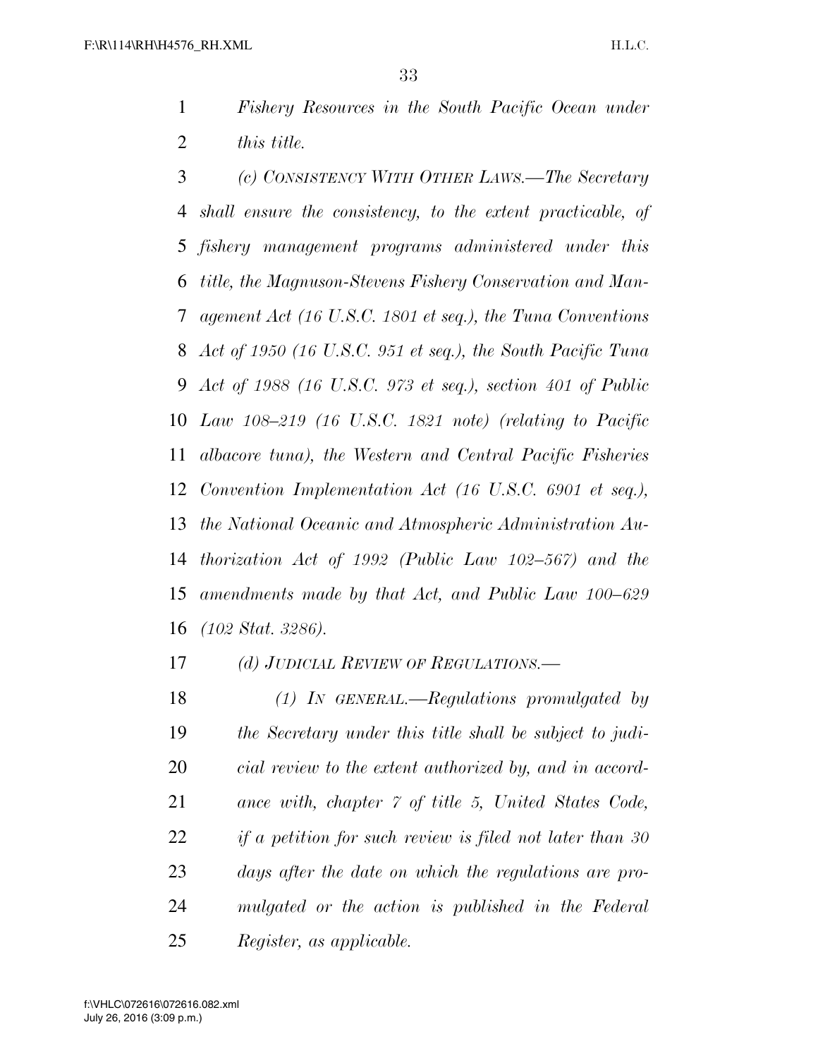*Fishery Resources in the South Pacific Ocean under this title.*

*(c) CONSISTENCY WITH OTHER LAWS.—The Secretary shall ensure the consistency, to the extent practicable, of fishery management programs administered under this title, the Magnuson-Stevens Fishery Conservation and Management Act (16 U.S.C. 1801 et seq.), the Tuna Conventions Act of 1950 (16 U.S.C. 951 et seq.), the South Pacific Tuna Act of 1988 (16 U.S.C. 973 et seq.), section 401 of Public Law 108–219 (16 U.S.C. 1821 note) (relating to Pacific albacore tuna), the Western and Central Pacific Fisheries Convention Implementation Act (16 U.S.C. 6901 et seq.), the National Oceanic and Atmospheric Administration Authorization Act of 1992 (Public Law 102–567) and the amendments made by that Act, and Public Law 100–629 (102 Stat. 3286).*

*(d) JUDICIAL REVIEW OF REGULATIONS.—*

*(1) IN GENERAL.—Regulations promulgated by the Secretary under this title shall be subject to judicial review to the extent authorized by, and in accordance with, chapter 7 of title 5, United States Code, if a petition for such review is filed not later than 30 days after the date on which the regulations are promulgated or the action is published in the Federal Register, as applicable.*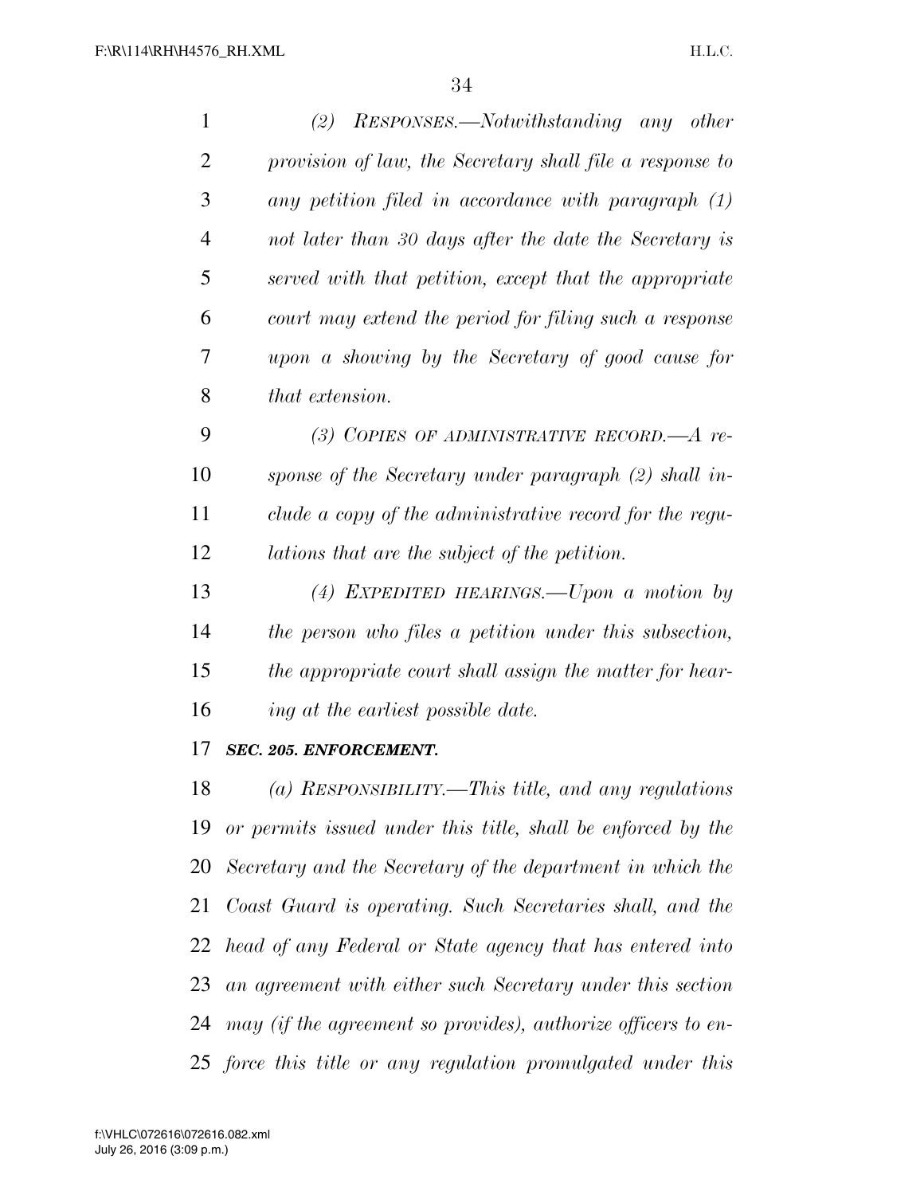*(2) RESPONSES.—Notwithstanding any other provision of law, the Secretary shall file a response to any petition filed in accordance with paragraph (1) not later than 30 days after the date the Secretary is served with that petition, except that the appropriate court may extend the period for filing such a response upon a showing by the Secretary of good cause for that extension.*

*(3) COPIES OF ADMINISTRATIVE RECORD.—A response of the Secretary under paragraph (2) shall include a copy of the administrative record for the regulations that are the subject of the petition.*

*(4) EXPEDITED HEARINGS.—Upon a motion by the person who files a petition under this subsection, the appropriate court shall assign the matter for hearing at the earliest possible date.*

***SEC. 205. ENFORCEMENT.***

*(a) RESPONSIBILITY.—This title, and any regulations or permits issued under this title, shall be enforced by the Secretary and the Secretary of the department in which the Coast Guard is operating. Such Secretaries shall, and the head of any Federal or State agency that has entered into an agreement with either such Secretary under this section may (if the agreement so provides), authorize officers to enforce this title or any regulation promulgated under this*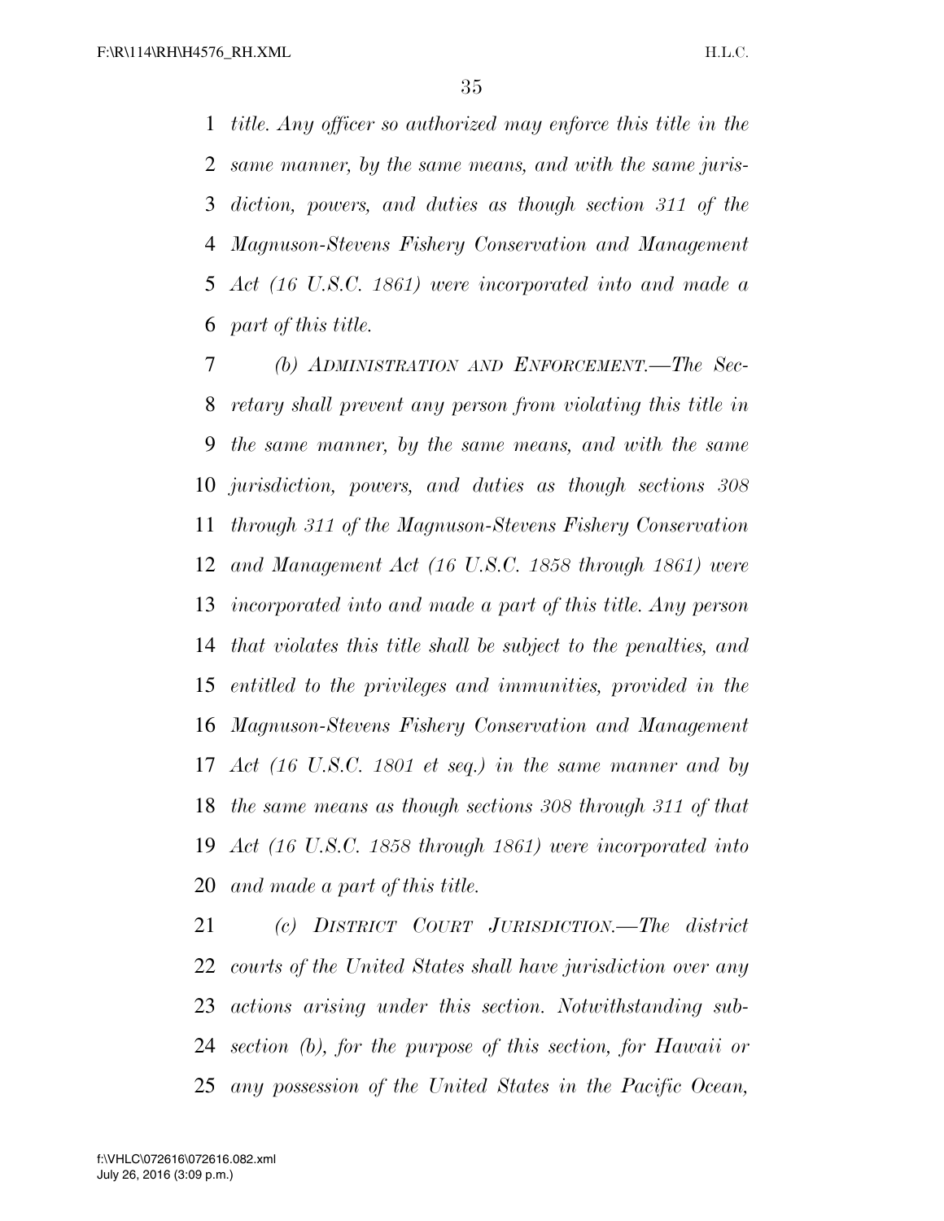*title. Any officer so authorized may enforce this title in the same manner, by the same means, and with the same jurisdiction, powers, and duties as though section 311 of the Magnuson-Stevens Fishery Conservation and Management Act (16 U.S.C. 1861) were incorporated into and made a part of this title.*

*(b) ADMINISTRATION AND ENFORCEMENT.—The Secretary shall prevent any person from violating this title in the same manner, by the same means, and with the same jurisdiction, powers, and duties as though sections 308 through 311 of the Magnuson-Stevens Fishery Conservation and Management Act (16 U.S.C. 1858 through 1861) were incorporated into and made a part of this title. Any person that violates this title shall be subject to the penalties, and entitled to the privileges and immunities, provided in the Magnuson-Stevens Fishery Conservation and Management Act (16 U.S.C. 1801 et seq.) in the same manner and by the same means as though sections 308 through 311 of that Act (16 U.S.C. 1858 through 1861) were incorporated into and made a part of this title.*

*(c) DISTRICT COURT JURISDICTION.—The district courts of the United States shall have jurisdiction over any actions arising under this section. Notwithstanding subsection (b), for the purpose of this section, for Hawaii or any possession of the United States in the Pacific Ocean,*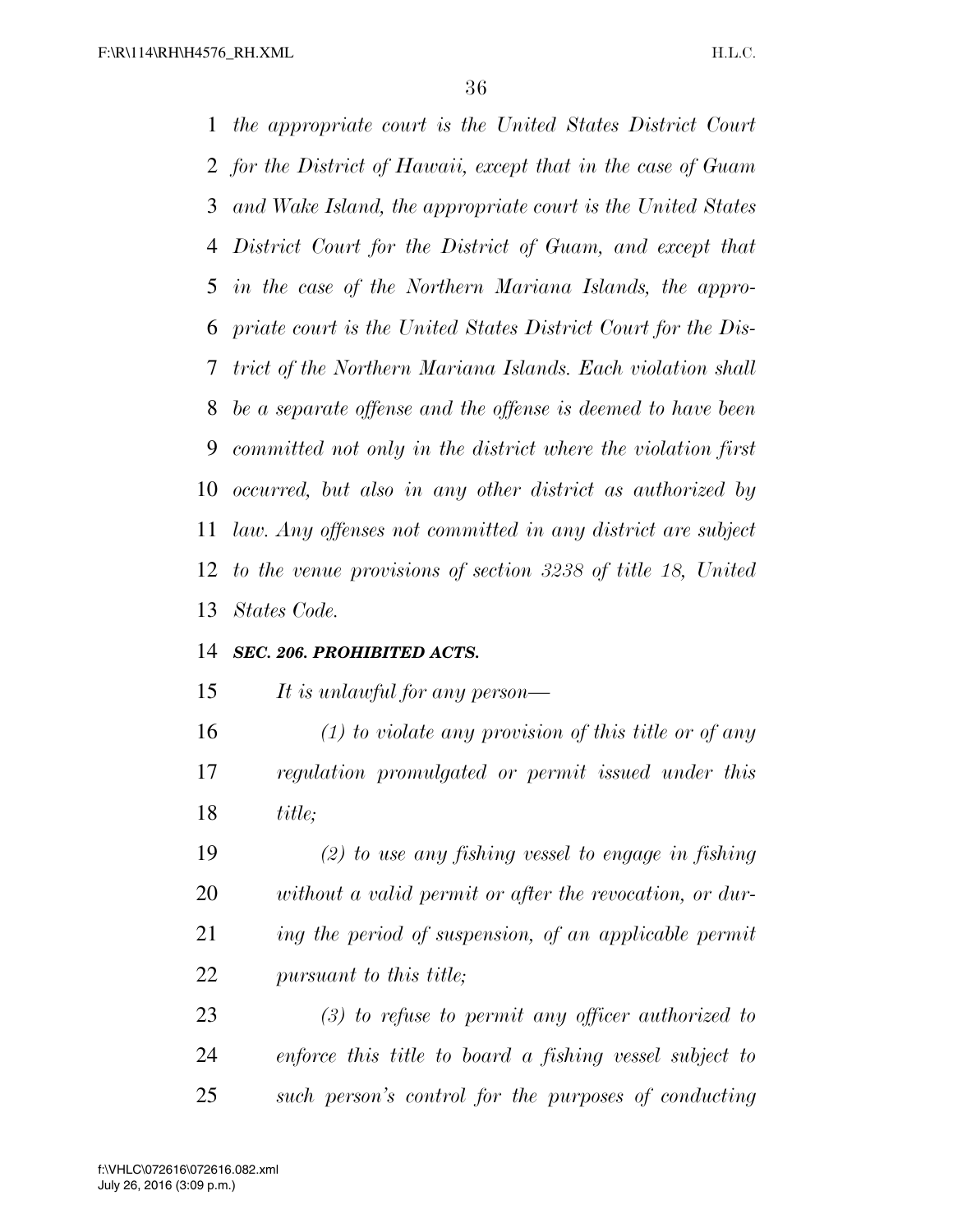*the appropriate court is the United States District Court for the District of Hawaii, except that in the case of Guam and Wake Island, the appropriate court is the United States District Court for the District of Guam, and except that in the case of the Northern Mariana Islands, the appropriate court is the United States District Court for the District of the Northern Mariana Islands. Each violation shall be a separate offense and the offense is deemed to have been committed not only in the district where the violation first occurred, but also in any other district as authorized by law. Any offenses not committed in any district are subject to the venue provisions of section 3238 of title 18, United States Code.*

***SEC. 206. PROHIBITED ACTS.***

*It is unlawful for any person—*

*(1) to violate any provision of this title or of any regulation promulgated or permit issued under this title;*

*(2) to use any fishing vessel to engage in fishing without a valid permit or after the revocation, or during the period of suspension, of an applicable permit pursuant to this title;*

*(3) to refuse to permit any officer authorized to enforce this title to board a fishing vessel subject to such person's control for the purposes of conducting*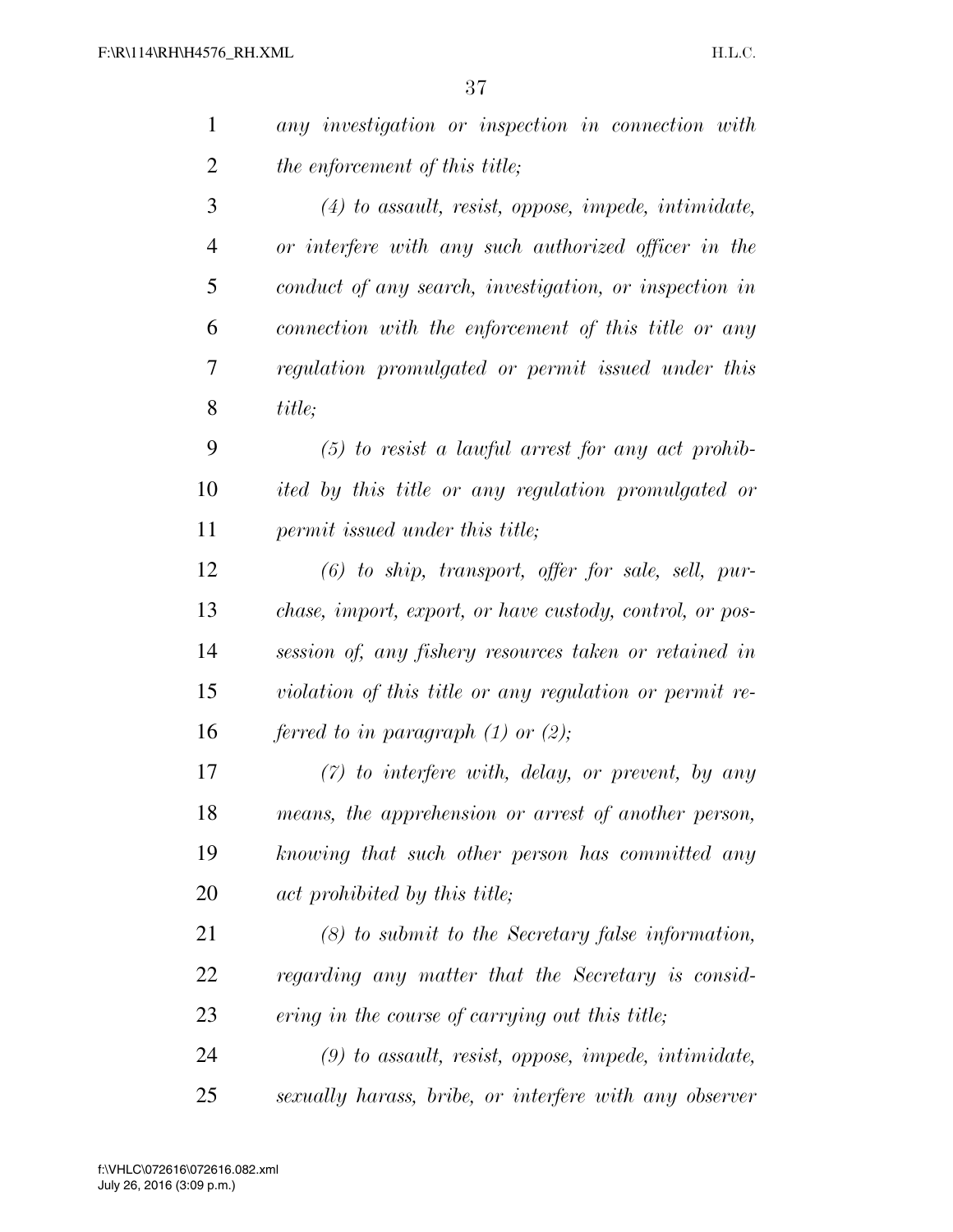*any investigation or inspection in connection with the enforcement of this title;*

*(4) to assault, resist, oppose, impede, intimidate, or interfere with any such authorized officer in the conduct of any search, investigation, or inspection in connection with the enforcement of this title or any regulation promulgated or permit issued under this title;*

*(5) to resist a lawful arrest for any act prohibited by this title or any regulation promulgated or permit issued under this title;*

*(6) to ship, transport, offer for sale, sell, purchase, import, export, or have custody, control, or possession of, any fishery resources taken or retained in violation of this title or any regulation or permit referred to in paragraph (1) or (2);*

*(7) to interfere with, delay, or prevent, by any means, the apprehension or arrest of another person, knowing that such other person has committed any act prohibited by this title;*

*(8) to submit to the Secretary false information, regarding any matter that the Secretary is considering in the course of carrying out this title;*

*(9) to assault, resist, oppose, impede, intimidate, sexually harass, bribe, or interfere with any observer*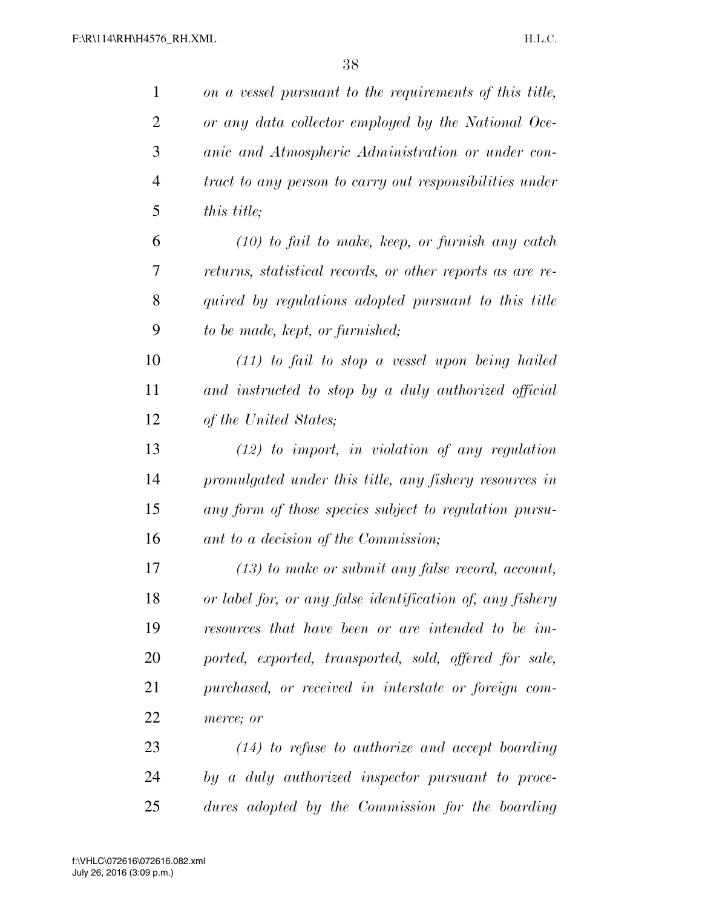*on a vessel pursuant to the requirements of this title, or any data collector employed by the National Oceanic and Atmospheric Administration or under contract to any person to carry out responsibilities under this title;*

*(10) to fail to make, keep, or furnish any catch returns, statistical records, or other reports as are required by regulations adopted pursuant to this title to be made, kept, or furnished;*

*(11) to fail to stop a vessel upon being hailed and instructed to stop by a duly authorized official of the United States;*

*(12) to import, in violation of any regulation promulgated under this title, any fishery resources in any form of those species subject to regulation pursuant to a decision of the Commission;*

*(13) to make or submit any false record, account, or label for, or any false identification of, any fishery resources that have been or are intended to be imported, exported, transported, sold, offered for sale, purchased, or received in interstate or foreign commerce; or*

*(14) to refuse to authorize and accept boarding by a duly authorized inspector pursuant to procedures adopted by the Commission for the boarding*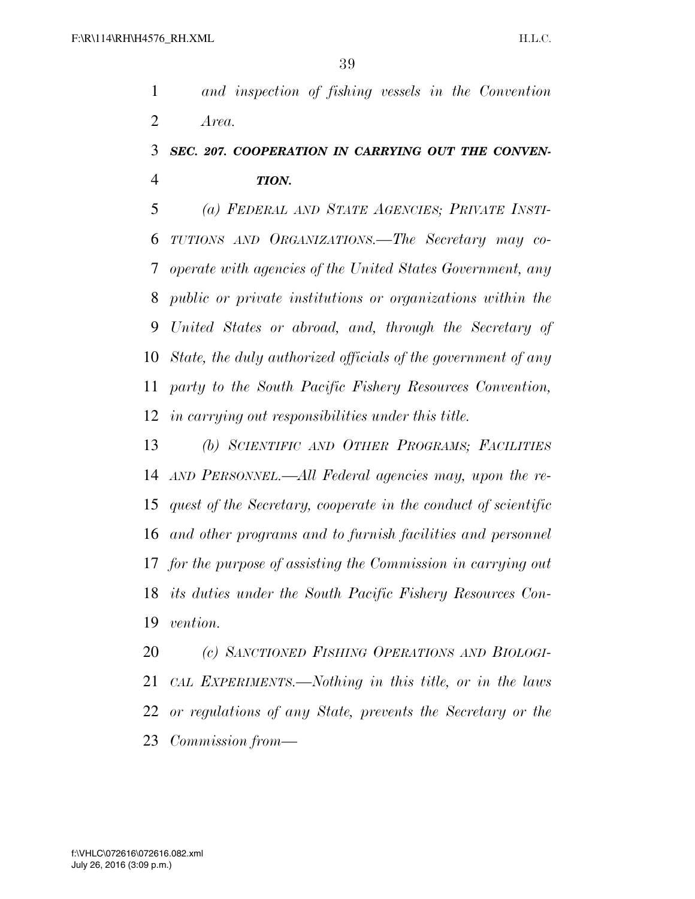*and inspection of fishing vessels in the Convention Area.*

### ***SEC. 207. COOPERATION IN CARRYING OUT THE CONVENTION.***

*(a) FEDERAL AND STATE AGENCIES; PRIVATE INSTITUTIONS AND ORGANIZATIONS.—The Secretary may cooperate with agencies of the United States Government, any public or private institutions or organizations within the United States or abroad, and, through the Secretary of State, the duly authorized officials of the government of any party to the South Pacific Fishery Resources Convention, in carrying out responsibilities under this title.*

*(b) SCIENTIFIC AND OTHER PROGRAMS; FACILITIES AND PERSONNEL.—All Federal agencies may, upon the request of the Secretary, cooperate in the conduct of scientific and other programs and to furnish facilities and personnel for the purpose of assisting the Commission in carrying out its duties under the South Pacific Fishery Resources Convention.*

*(c) SANCTIONED FISHING OPERATIONS AND BIOLOGICAL EXPERIMENTS.—Nothing in this title, or in the laws or regulations of any State, prevents the Secretary or the Commission from—*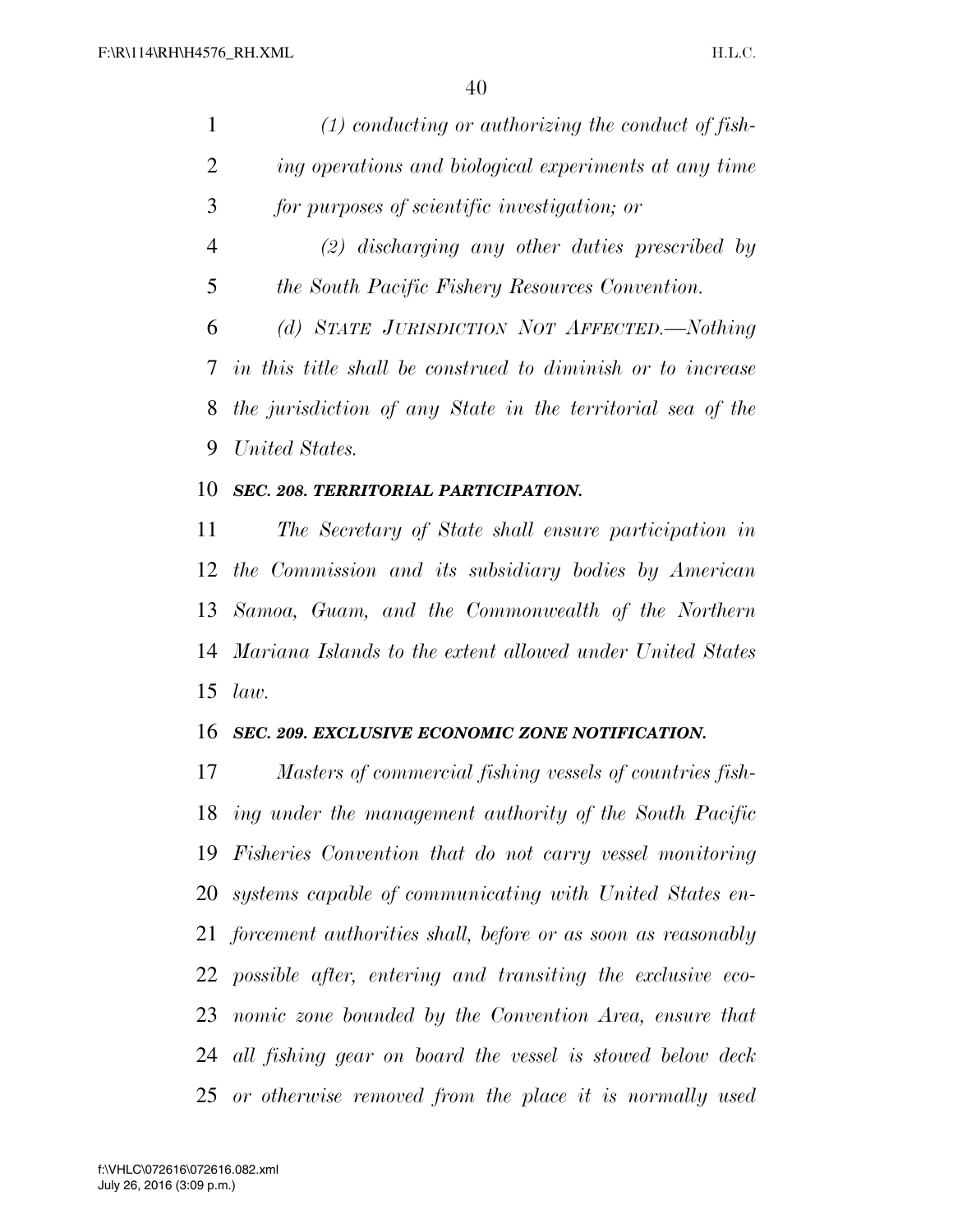*(1) conducting or authorizing the conduct of fishing operations and biological experiments at any time for purposes of scientific investigation; or*

*(2) discharging any other duties prescribed by the South Pacific Fishery Resources Convention.*

*(d) STATE JURISDICTION NOT AFFECTED.—Nothing in this title shall be construed to diminish or to increase the jurisdiction of any State in the territorial sea of the United States.*

***SEC. 208. TERRITORIAL PARTICIPATION.***

*The Secretary of State shall ensure participation in the Commission and its subsidiary bodies by American Samoa, Guam, and the Commonwealth of the Northern Mariana Islands to the extent allowed under United States law.*

***SEC. 209. EXCLUSIVE ECONOMIC ZONE NOTIFICATION.***

*Masters of commercial fishing vessels of countries fishing under the management authority of the South Pacific Fisheries Convention that do not carry vessel monitoring systems capable of communicating with United States enforcement authorities shall, before or as soon as reasonably possible after, entering and transiting the exclusive economic zone bounded by the Convention Area, ensure that all fishing gear on board the vessel is stowed below deck or otherwise removed from the place it is normally used*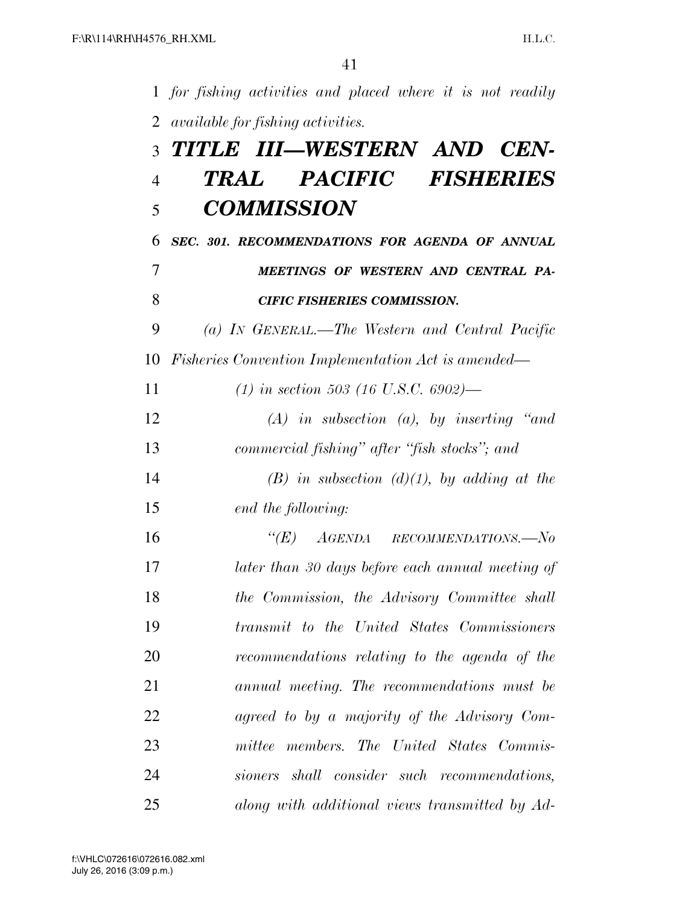*for fishing activities and placed where it is not readily available for fishing activities.*

# *TITLE III—WESTERN AND CENTRAL PACIFIC FISHERIES COMMISSION*

### *SEC. 301. RECOMMENDATIONS FOR AGENDA OF ANNUAL MEETINGS OF WESTERN AND CENTRAL PACIFIC FISHERIES COMMISSION.*

*(a) IN GENERAL.—The Western and Central Pacific Fisheries Convention Implementation Act is amended—*

*(1) in section 503 (16 U.S.C. 6902)—*

*(A) in subsection (a), by inserting "and commercial fishing" after "fish stocks"; and*

*(B) in subsection (d)(1), by adding at the end the following:*

*"(E) AGENDA RECOMMENDATIONS.—No later than 30 days before each annual meeting of the Commission, the Advisory Committee shall transmit to the United States Commissioners recommendations relating to the agenda of the annual meeting. The recommendations must be agreed to by a majority of the Advisory Committee members. The United States Commissioners shall consider such recommendations, along with additional views transmitted by Ad-*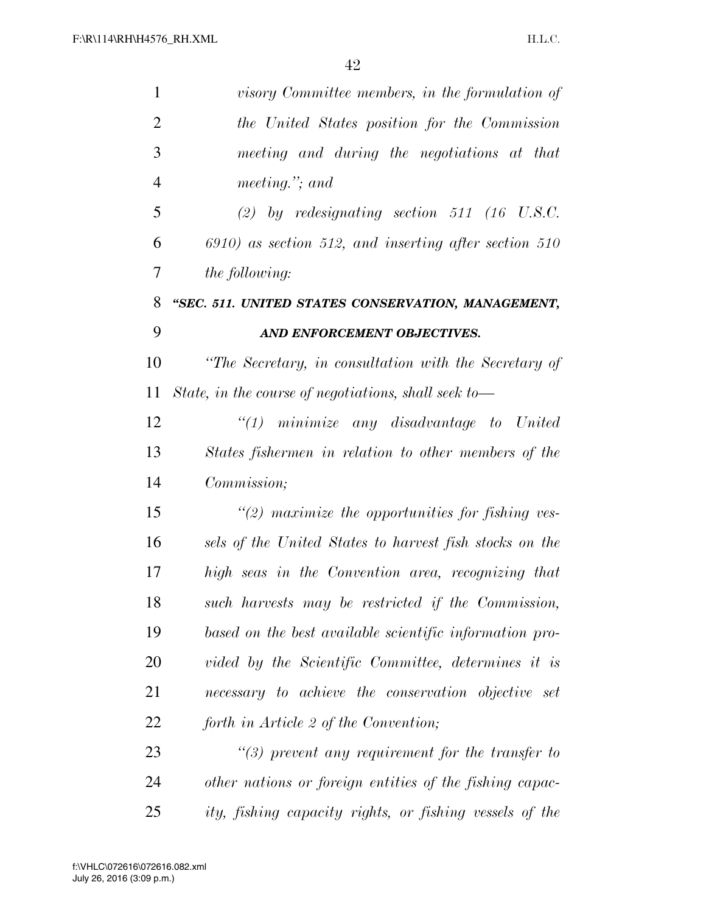*visory Committee members, in the formulation of the United States position for the Commission meeting and during the negotiations at that meeting.''; and*

*(2) by redesignating section 511 (16 U.S.C. 6910) as section 512, and inserting after section 510 the following:*

***''SEC. 511. UNITED STATES CONSERVATION, MANAGEMENT, AND ENFORCEMENT OBJECTIVES.***

*''The Secretary, in consultation with the Secretary of State, in the course of negotiations, shall seek to—*

*''(1) minimize any disadvantage to United States fishermen in relation to other members of the Commission;*

*''(2) maximize the opportunities for fishing vessels of the United States to harvest fish stocks on the high seas in the Convention area, recognizing that such harvests may be restricted if the Commission, based on the best available scientific information provided by the Scientific Committee, determines it is necessary to achieve the conservation objective set forth in Article 2 of the Convention;*

*''(3) prevent any requirement for the transfer to other nations or foreign entities of the fishing capacity, fishing capacity rights, or fishing vessels of the*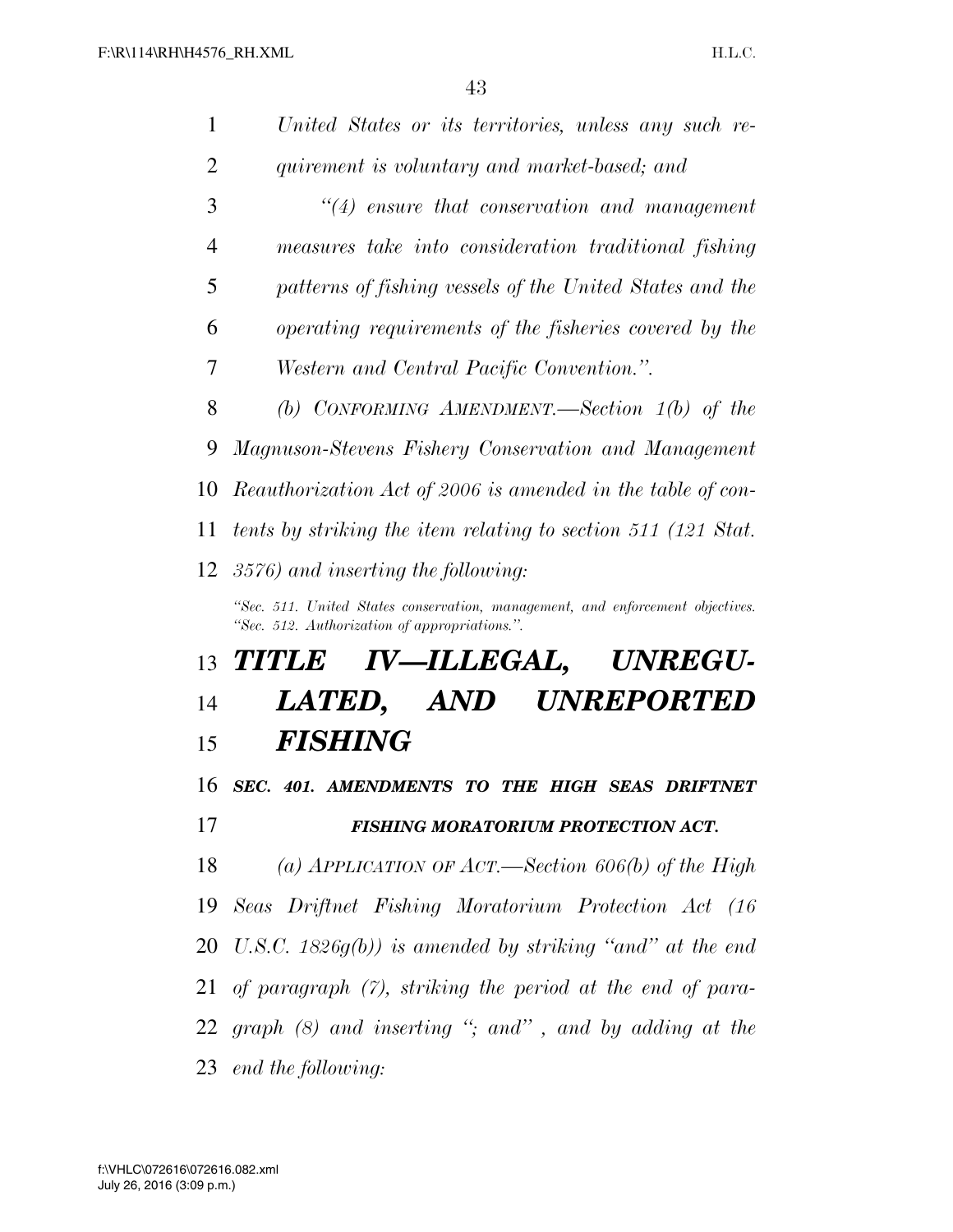*United States or its territories, unless any such requirement is voluntary and market-based; and*

*"(4) ensure that conservation and management measures take into consideration traditional fishing patterns of fishing vessels of the United States and the operating requirements of the fisheries covered by the Western and Central Pacific Convention.".*

*(b) CONFORMING AMENDMENT.—Section 1(b) of the Magnuson-Stevens Fishery Conservation and Management Reauthorization Act of 2006 is amended in the table of contents by striking the item relating to section 511 (121 Stat. 3576) and inserting the following:*

*"Sec. 511. United States conservation, management, and enforcement objectives.*
*"Sec. 512. Authorization of appropriations.".*

# *TITLE IV—ILLEGAL, UNREGULATED, AND UNREPORTED FISHING*

### *SEC. 401. AMENDMENTS TO THE HIGH SEAS DRIFTNET FISHING MORATORIUM PROTECTION ACT.*

*(a) APPLICATION OF ACT.—Section 606(b) of the High Seas Driftnet Fishing Moratorium Protection Act (16 U.S.C. 1826g(b)) is amended by striking "and" at the end of paragraph (7), striking the period at the end of paragraph (8) and inserting "; and" , and by adding at the end the following:*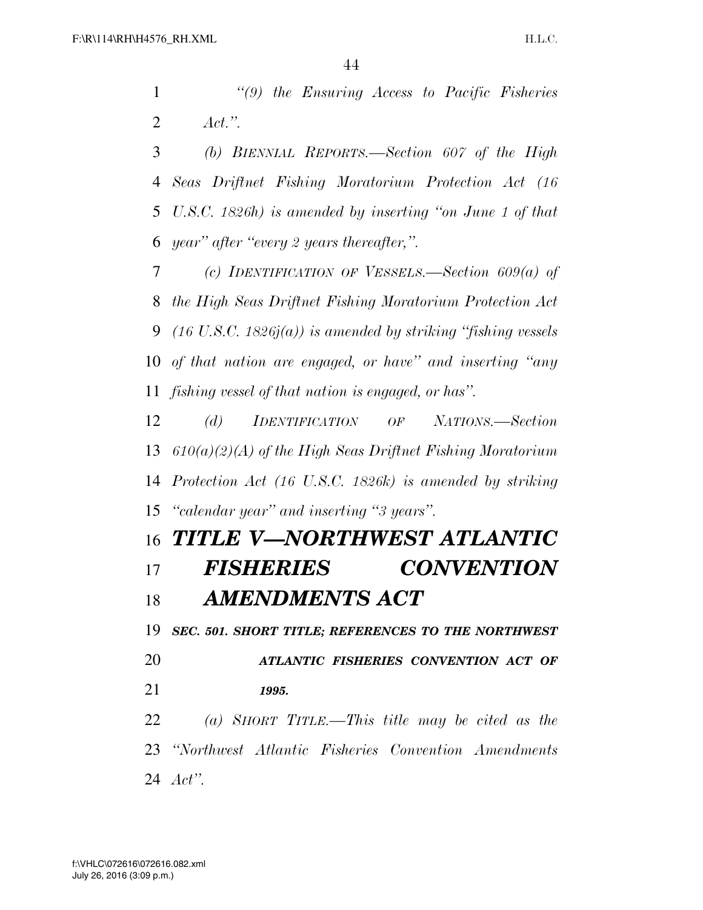*"(9) the Ensuring Access to Pacific Fisheries Act.".*

*(b) BIENNIAL REPORTS.—Section 607 of the High Seas Driftnet Fishing Moratorium Protection Act (16 U.S.C. 1826h) is amended by inserting "on June 1 of that year" after "every 2 years thereafter,".*

*(c) IDENTIFICATION OF VESSELS.—Section 609(a) of the High Seas Driftnet Fishing Moratorium Protection Act (16 U.S.C. 1826j(a)) is amended by striking "fishing vessels of that nation are engaged, or have" and inserting "any fishing vessel of that nation is engaged, or has".*

*(d) IDENTIFICATION OF NATIONS.—Section 610(a)(2)(A) of the High Seas Driftnet Fishing Moratorium Protection Act (16 U.S.C. 1826k) is amended by striking "calendar year" and inserting "3 years".*

# *TITLE V—NORTHWEST ATLANTIC FISHERIES CONVENTION AMENDMENTS ACT*

### *SEC. 501. SHORT TITLE; REFERENCES TO THE NORTHWEST ATLANTIC FISHERIES CONVENTION ACT OF 1995.*

*(a) SHORT TITLE.—This title may be cited as the "Northwest Atlantic Fisheries Convention Amendments Act".*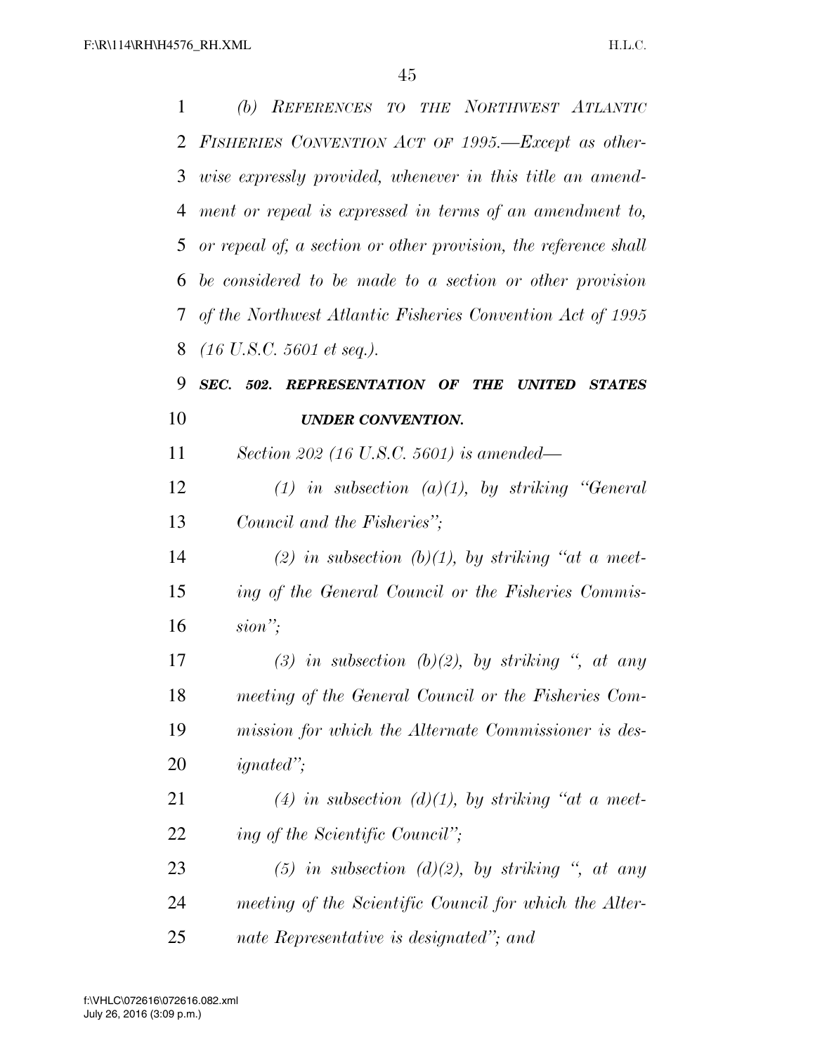*(b) References to the Northwest Atlantic Fisheries Convention Act of 1995.—Except as otherwise expressly provided, whenever in this title an amendment or repeal is expressed in terms of an amendment to, or repeal of, a section or other provision, the reference shall be considered to be made to a section or other provision of the Northwest Atlantic Fisheries Convention Act of 1995 (16 U.S.C. 5601 et seq.).*

***SEC. 502. REPRESENTATION OF THE UNITED STATES UNDER CONVENTION.***

*Section 202 (16 U.S.C. 5601) is amended—*

*(1) in subsection (a)(1), by striking "General Council and the Fisheries";*

*(2) in subsection (b)(1), by striking "at a meeting of the General Council or the Fisheries Commission";*

*(3) in subsection (b)(2), by striking ", at any meeting of the General Council or the Fisheries Commission for which the Alternate Commissioner is designated";*

*(4) in subsection (d)(1), by striking "at a meeting of the Scientific Council";*

*(5) in subsection (d)(2), by striking ", at any meeting of the Scientific Council for which the Alternate Representative is designated"; and*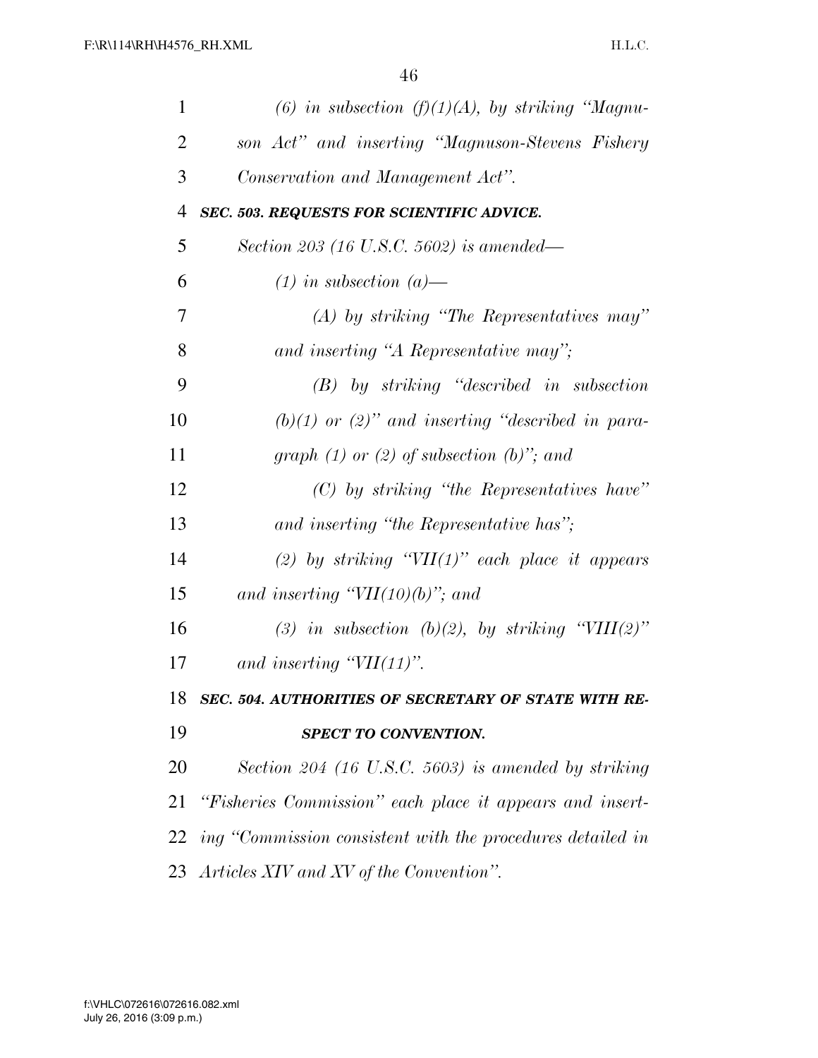*(6) in subsection (f)(1)(A), by striking "Magnuson Act" and inserting "Magnuson-Stevens Fishery Conservation and Management Act".*

***SEC. 503. REQUESTS FOR SCIENTIFIC ADVICE.***

*Section 203 (16 U.S.C. 5602) is amended—*

*(1) in subsection (a)—*

*(A) by striking "The Representatives may" and inserting "A Representative may";*

*(B) by striking "described in subsection (b)(1) or (2)" and inserting "described in paragraph (1) or (2) of subsection (b)"; and*

*(C) by striking "the Representatives have" and inserting "the Representative has";*

*(2) by striking "VII(1)" each place it appears and inserting "VII(10)(b)"; and*

*(3) in subsection (b)(2), by striking "VIII(2)" and inserting "VII(11)".*

***SEC. 504. AUTHORITIES OF SECRETARY OF STATE WITH RESPECT TO CONVENTION.***

*Section 204 (16 U.S.C. 5603) is amended by striking "Fisheries Commission" each place it appears and inserting "Commission consistent with the procedures detailed in Articles XIV and XV of the Convention".*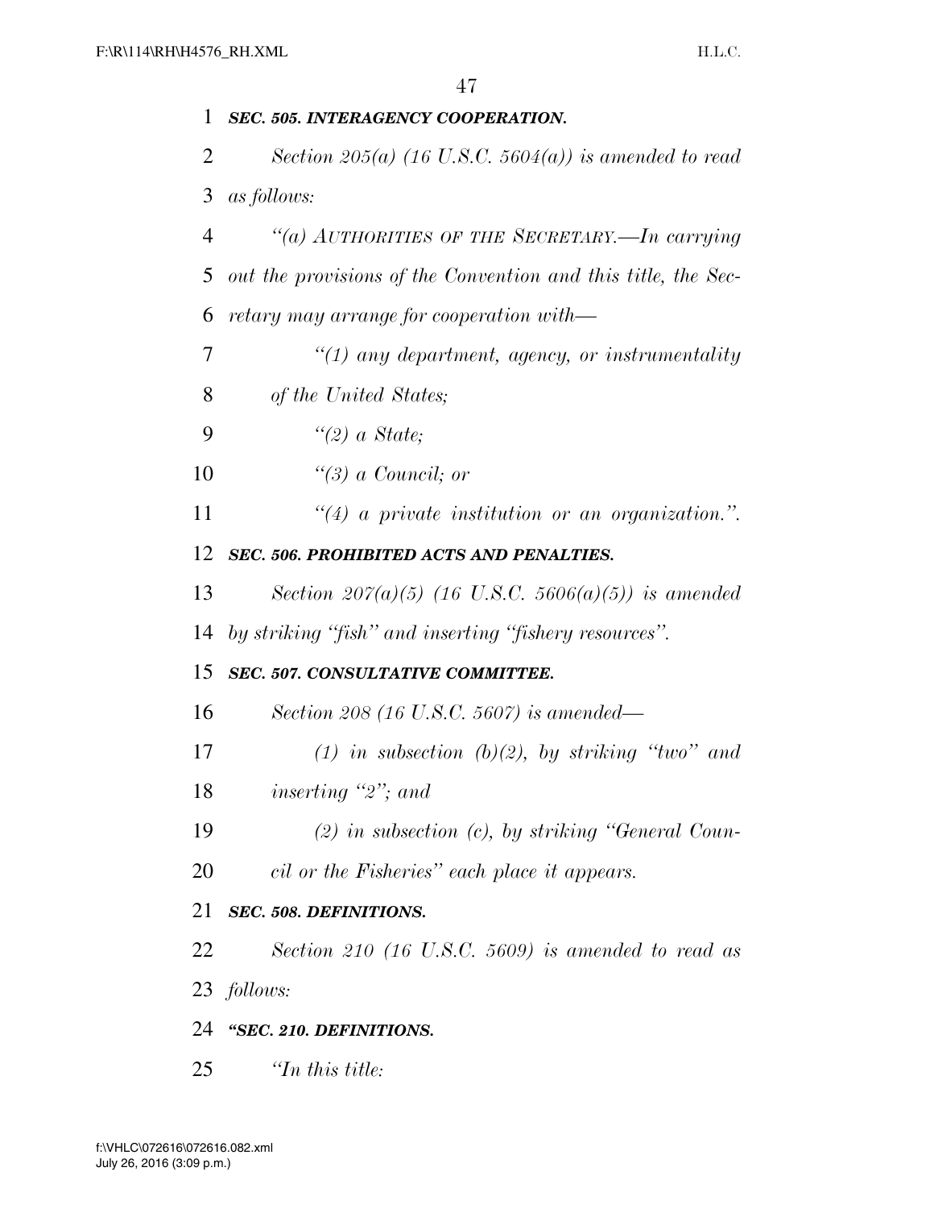***SEC. 505. INTERAGENCY COOPERATION.***

*Section 205(a) (16 U.S.C. 5604(a)) is amended to read as follows:*

*"(a) AUTHORITIES OF THE SECRETARY.—In carrying out the provisions of the Convention and this title, the Secretary may arrange for cooperation with—*

*"(1) any department, agency, or instrumentality of the United States;*

*"(2) a State;*

*"(3) a Council; or*

*"(4) a private institution or an organization.".*

***SEC. 506. PROHIBITED ACTS AND PENALTIES.***

*Section 207(a)(5) (16 U.S.C. 5606(a)(5)) is amended by striking "fish" and inserting "fishery resources".*

***SEC. 507. CONSULTATIVE COMMITTEE.***

*Section 208 (16 U.S.C. 5607) is amended—*

*(1) in subsection (b)(2), by striking "two" and inserting "2"; and*

*(2) in subsection (c), by striking "General Council or the Fisheries" each place it appears.*

***SEC. 508. DEFINITIONS.***

*Section 210 (16 U.S.C. 5609) is amended to read as follows:*

***"SEC. 210. DEFINITIONS.***

*"In this title:*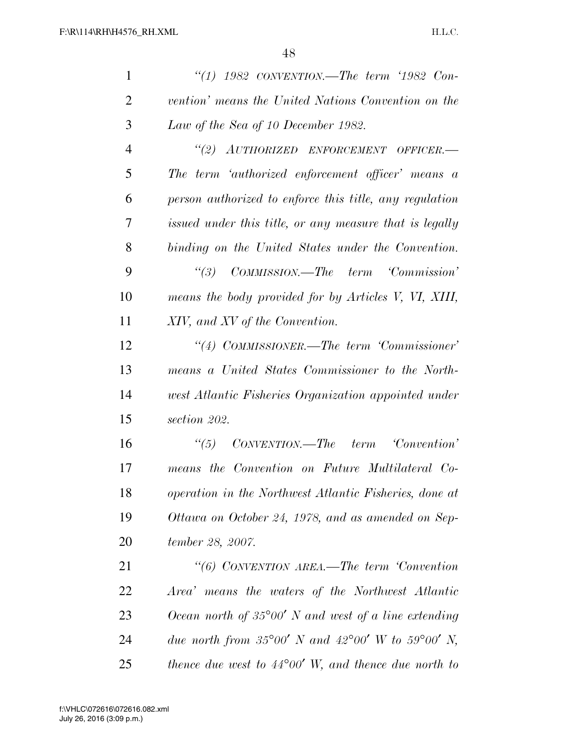*"(1) 1982 CONVENTION.—The term '1982 Convention' means the United Nations Convention on the Law of the Sea of 10 December 1982.*

*"(2) AUTHORIZED ENFORCEMENT OFFICER.—The term 'authorized enforcement officer' means a person authorized to enforce this title, any regulation issued under this title, or any measure that is legally binding on the United States under the Convention.*

*"(3) COMMISSION.—The term 'Commission' means the body provided for by Articles V, VI, XIII, XIV, and XV of the Convention.*

*"(4) COMMISSIONER.—The term 'Commissioner' means a United States Commissioner to the Northwest Atlantic Fisheries Organization appointed under section 202.*

*"(5) CONVENTION.—The term 'Convention' means the Convention on Future Multilateral Cooperation in the Northwest Atlantic Fisheries, done at Ottawa on October 24, 1978, and as amended on September 28, 2007.*

*"(6) CONVENTION AREA.—The term 'Convention Area' means the waters of the Northwest Atlantic Ocean north of 35°00′ N and west of a line extending due north from 35°00′ N and 42°00′ W to 59°00′ N, thence due west to 44°00′ W, and thence due north to*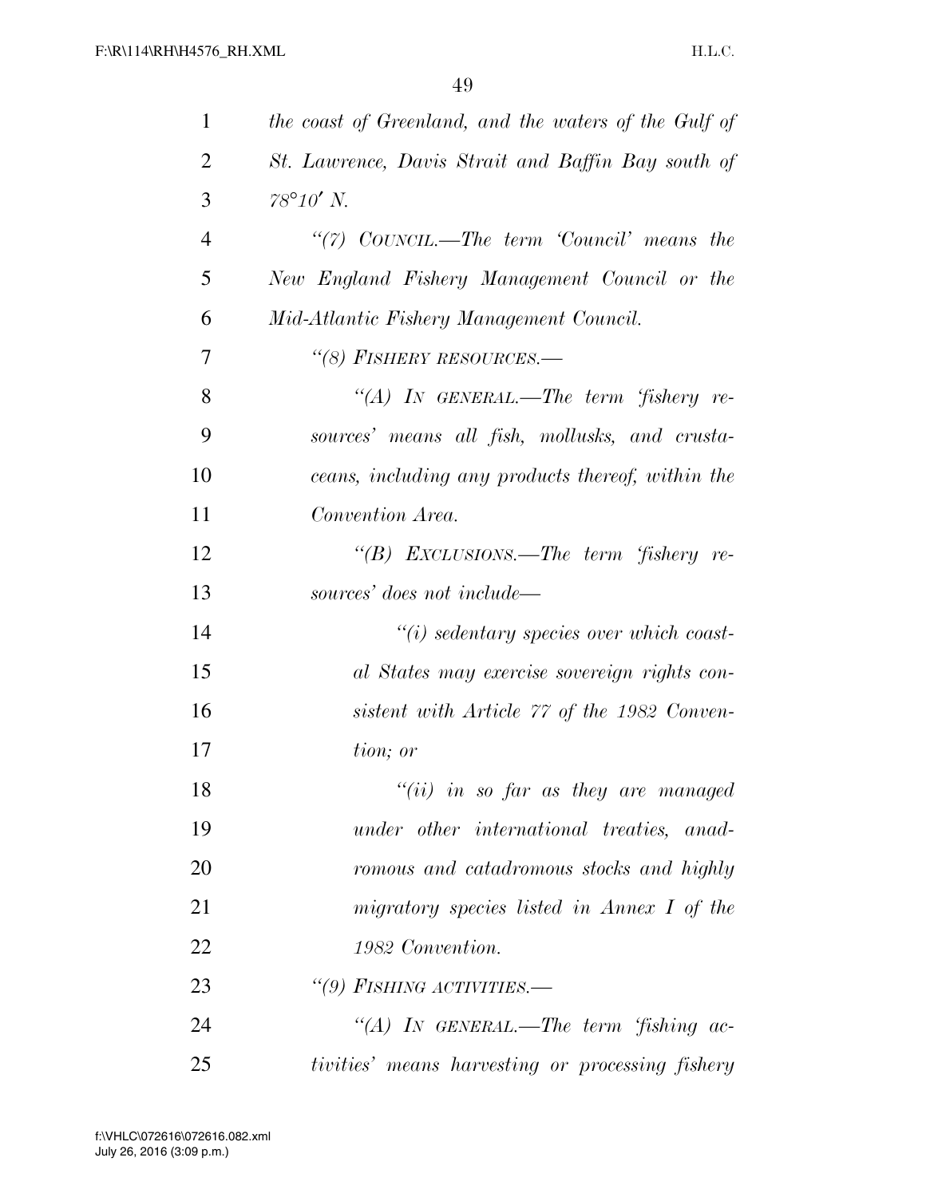*the coast of Greenland, and the waters of the Gulf of St. Lawrence, Davis Strait and Baffin Bay south of 78°10′ N.*

*"(7) COUNCIL.—The term 'Council' means the New England Fishery Management Council or the Mid-Atlantic Fishery Management Council.*

*"(8) FISHERY RESOURCES.—*

*"(A) IN GENERAL.—The term 'fishery resources' means all fish, mollusks, and crustaceans, including any products thereof, within the Convention Area.*

*"(B) EXCLUSIONS.—The term 'fishery resources' does not include—*

*"(i) sedentary species over which coastal States may exercise sovereign rights consistent with Article 77 of the 1982 Convention; or*

*"(ii) in so far as they are managed under other international treaties, anadromous and catadromous stocks and highly migratory species listed in Annex I of the 1982 Convention.*

*"(9) FISHING ACTIVITIES.—*

*"(A) IN GENERAL.—The term 'fishing activities' means harvesting or processing fishery*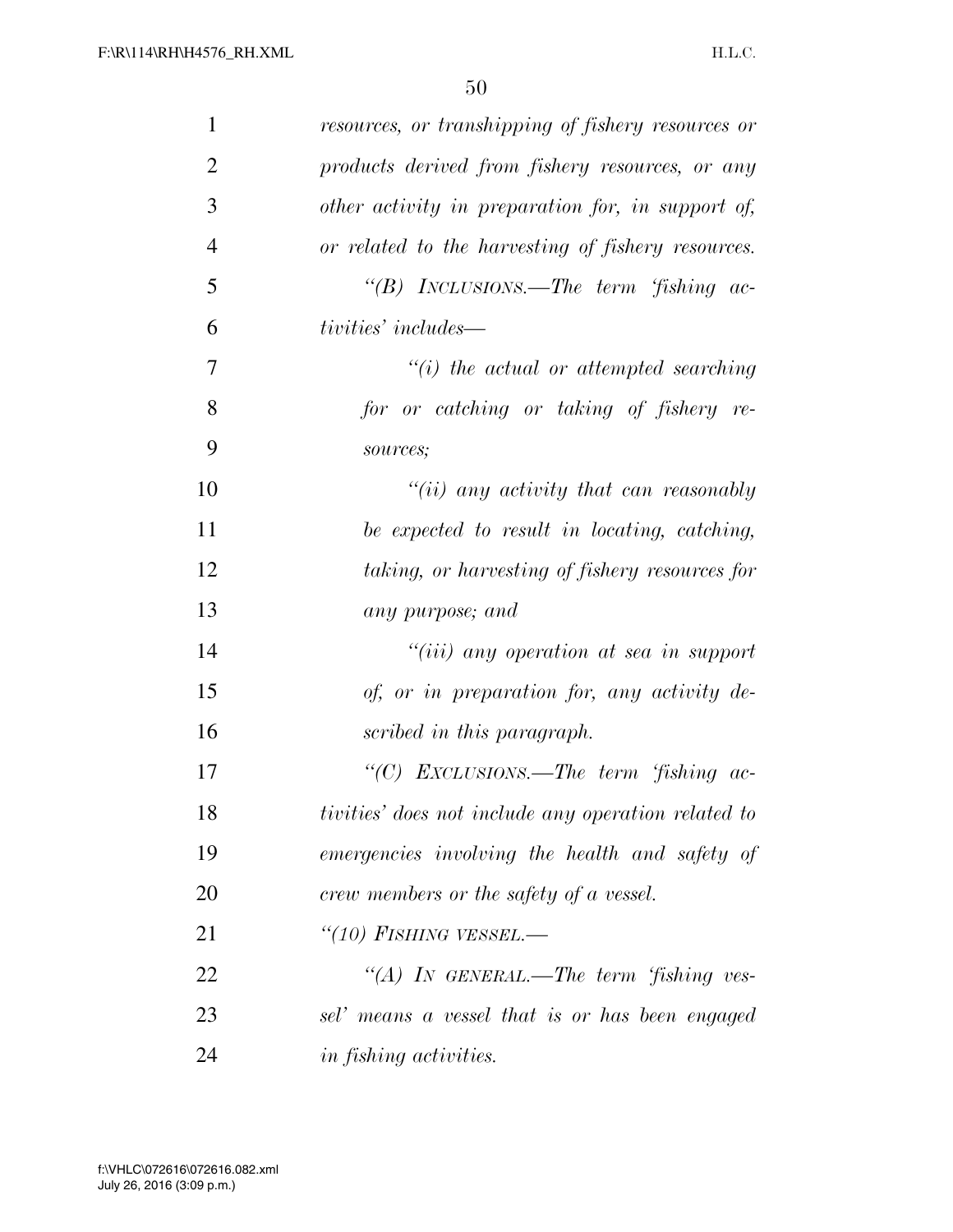*resources, or transhipping of fishery resources or products derived from fishery resources, or any other activity in preparation for, in support of, or related to the harvesting of fishery resources.*

*"(B) INCLUSIONS.—The term 'fishing activities' includes—*

*"(i) the actual or attempted searching for or catching or taking of fishery resources;*

*"(ii) any activity that can reasonably be expected to result in locating, catching, taking, or harvesting of fishery resources for any purpose; and*

*"(iii) any operation at sea in support of, or in preparation for, any activity described in this paragraph.*

*"(C) EXCLUSIONS.—The term 'fishing activities' does not include any operation related to emergencies involving the health and safety of crew members or the safety of a vessel.*

*"(10) FISHING VESSEL.—*

*"(A) IN GENERAL.—The term 'fishing vessel' means a vessel that is or has been engaged in fishing activities.*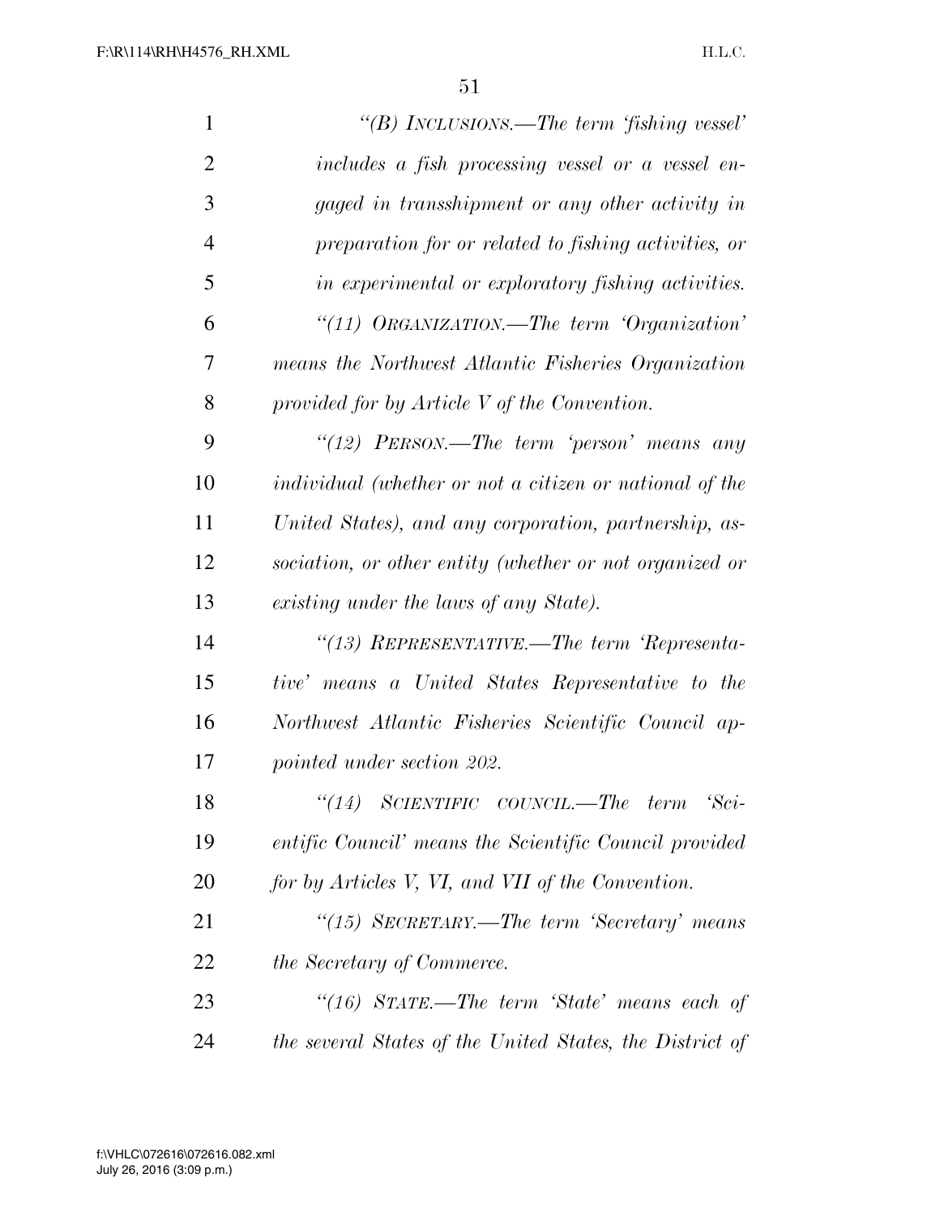*"(B) INCLUSIONS.—The term 'fishing vessel' includes a fish processing vessel or a vessel engaged in transshipment or any other activity in preparation for or related to fishing activities, or in experimental or exploratory fishing activities.*

*"(11) ORGANIZATION.—The term 'Organization' means the Northwest Atlantic Fisheries Organization provided for by Article V of the Convention.*

*"(12) PERSON.—The term 'person' means any individual (whether or not a citizen or national of the United States), and any corporation, partnership, association, or other entity (whether or not organized or existing under the laws of any State).*

*"(13) REPRESENTATIVE.—The term 'Representative' means a United States Representative to the Northwest Atlantic Fisheries Scientific Council appointed under section 202.*

*"(14) SCIENTIFIC COUNCIL.—The term 'Scientific Council' means the Scientific Council provided for by Articles V, VI, and VII of the Convention.*

*"(15) SECRETARY.—The term 'Secretary' means the Secretary of Commerce.*

*"(16) STATE.—The term 'State' means each of the several States of the United States, the District of*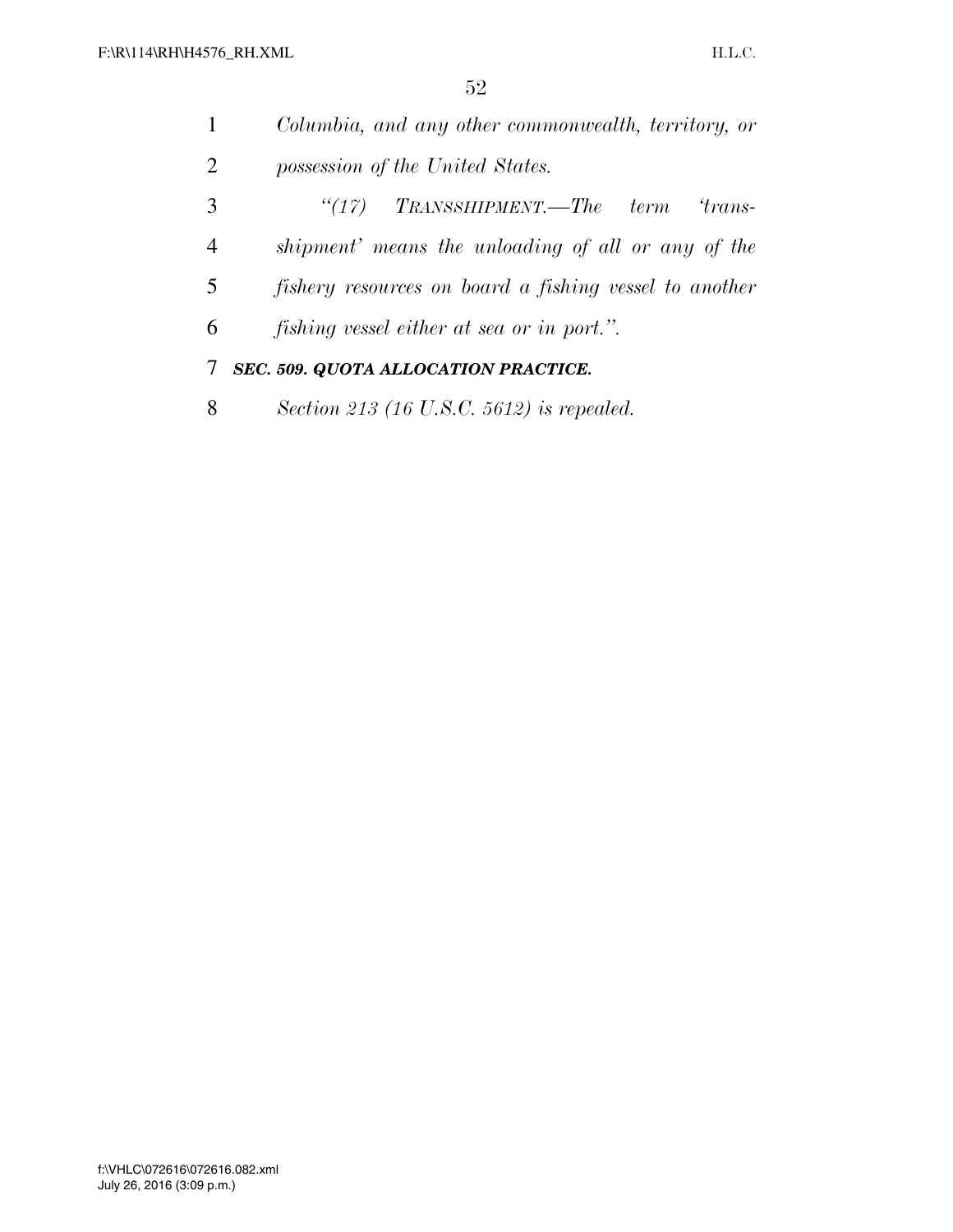*Columbia, and any other commonwealth, territory, or possession of the United States.*

*"(17) TRANSSHIPMENT.—The term 'transshipment' means the unloading of all or any of the fishery resources on board a fishing vessel to another fishing vessel either at sea or in port.".*

***SEC. 509. QUOTA ALLOCATION PRACTICE.***

*Section 213 (16 U.S.C. 5612) is repealed.*